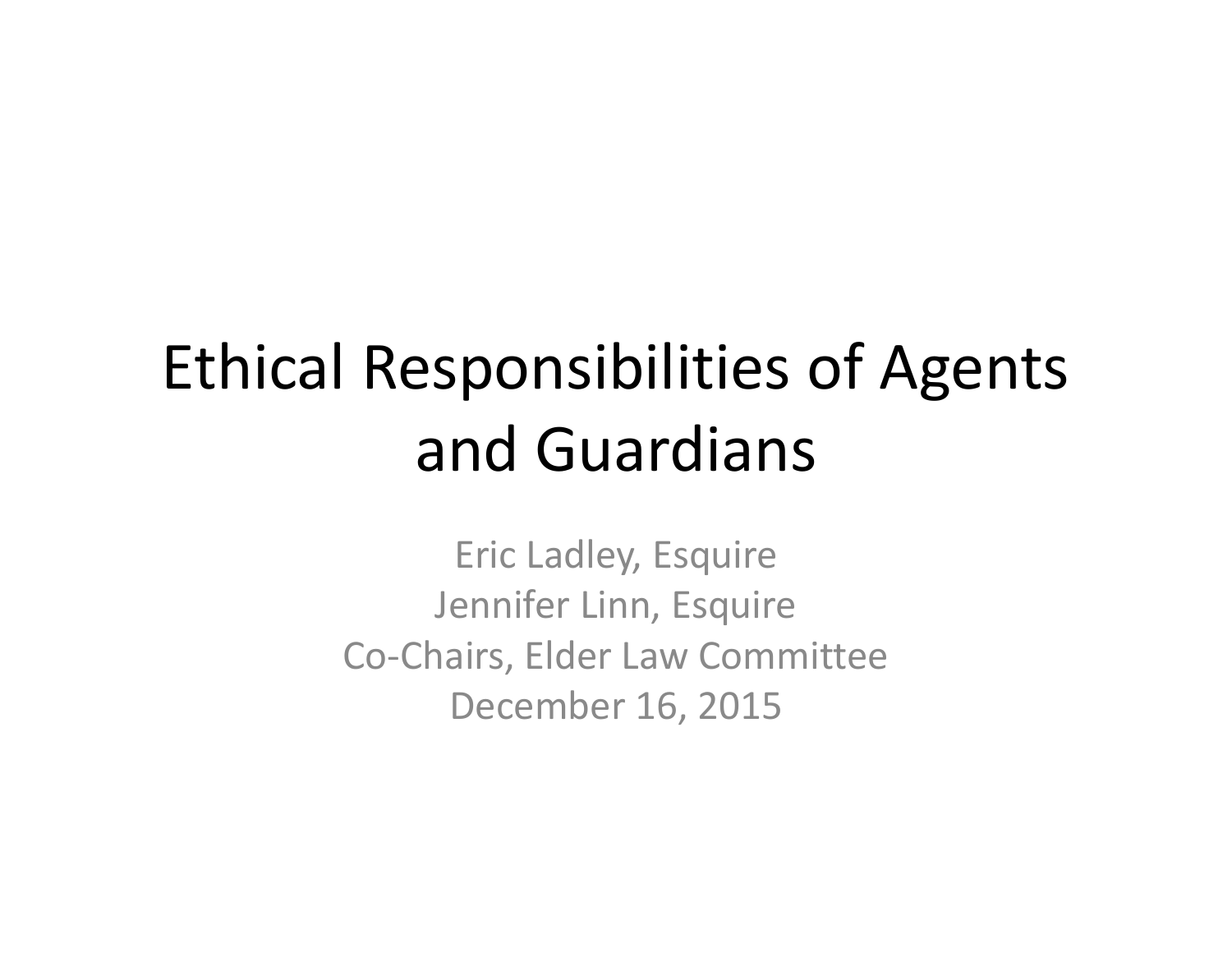# Ethical Responsibilities of Agents and Guardians

Eric Ladley, Esquire
Jennifer Linn, Esquire
Co-Chairs, Elder Law Committee
December 16, 2015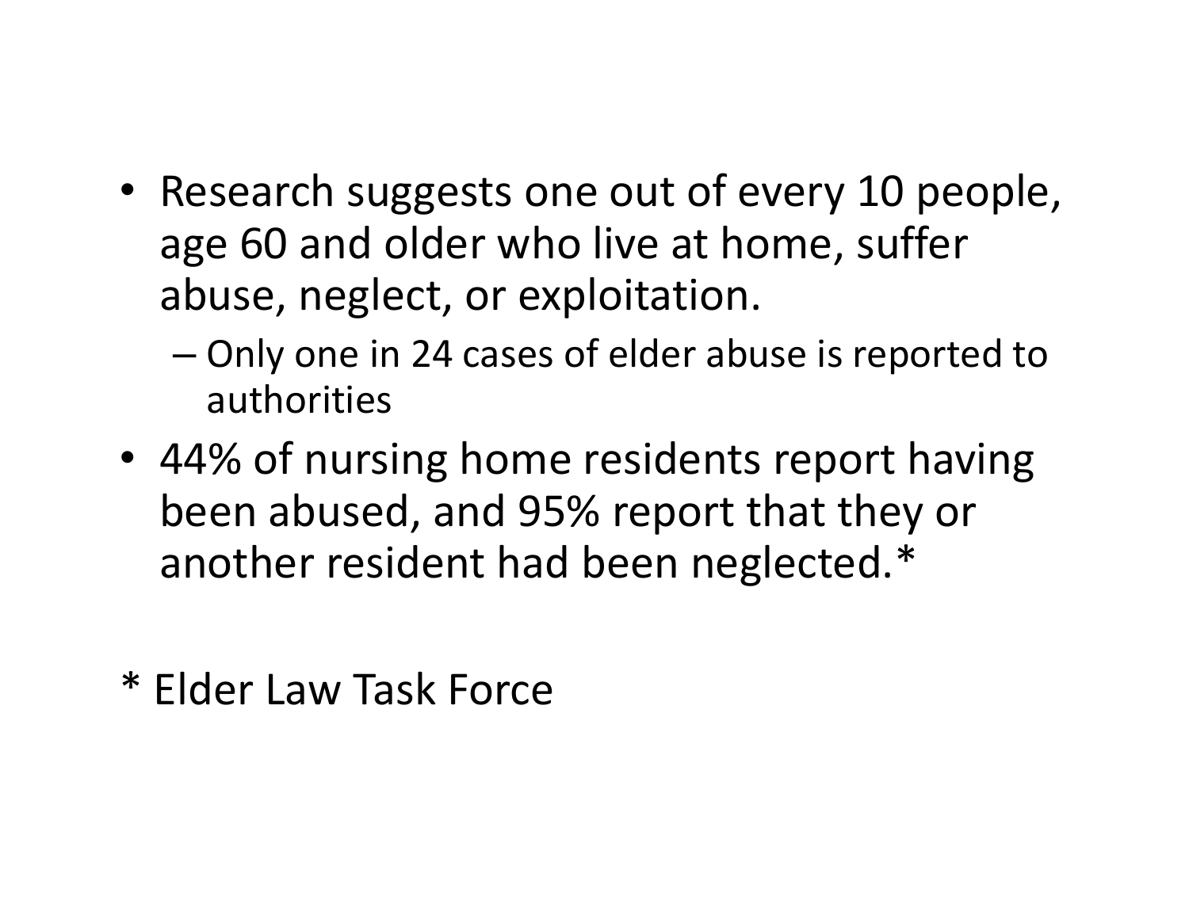- Research suggests one out of every 10 people, age 60 and older who live at home, suffer abuse, neglect, or exploitation.
  - Only one in 24 cases of elder abuse is reported to authorities
- 44% of nursing home residents report having been abused, and 95% report that they or another resident had been neglected.*

* Elder Law Task Force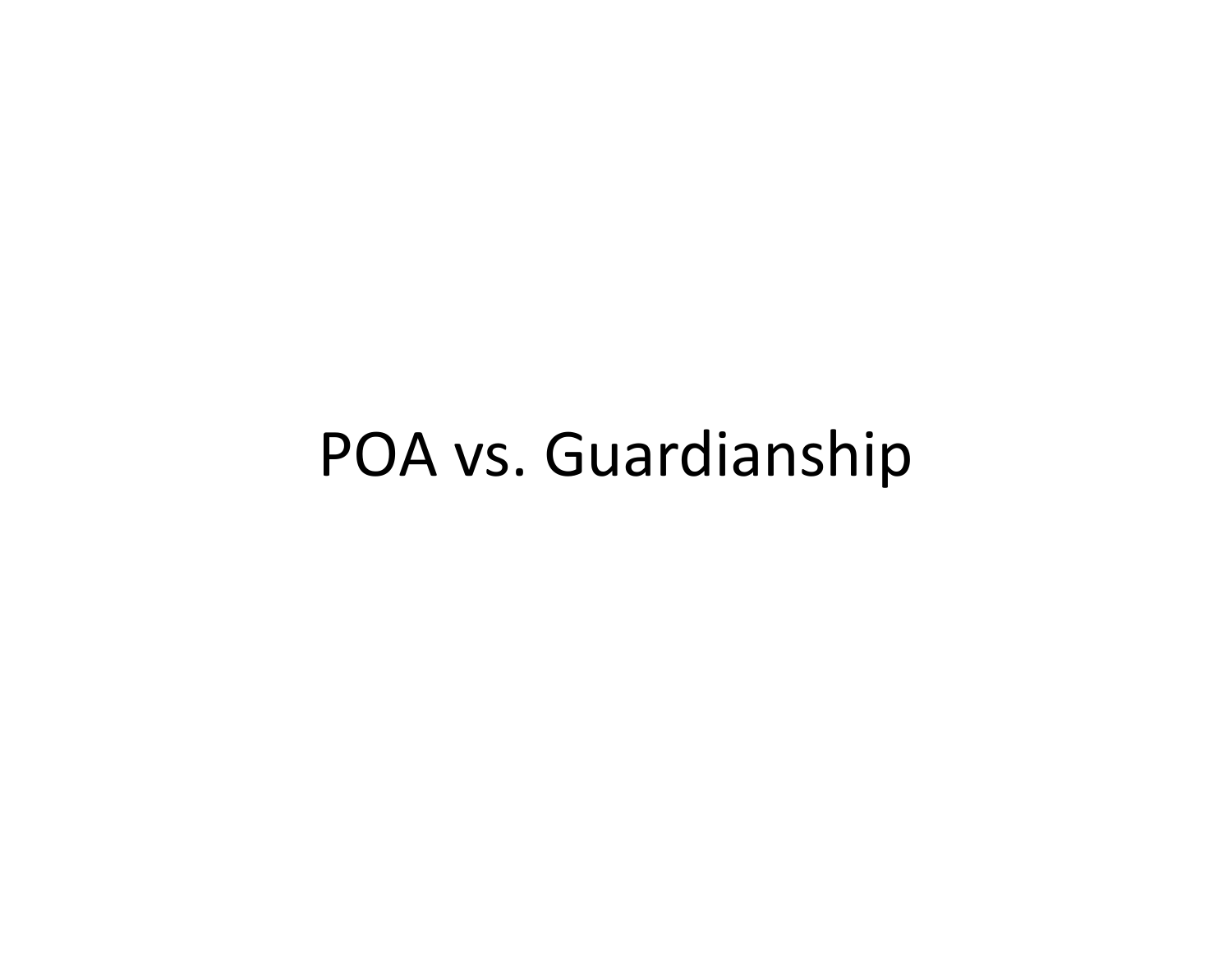# POA vs. Guardianship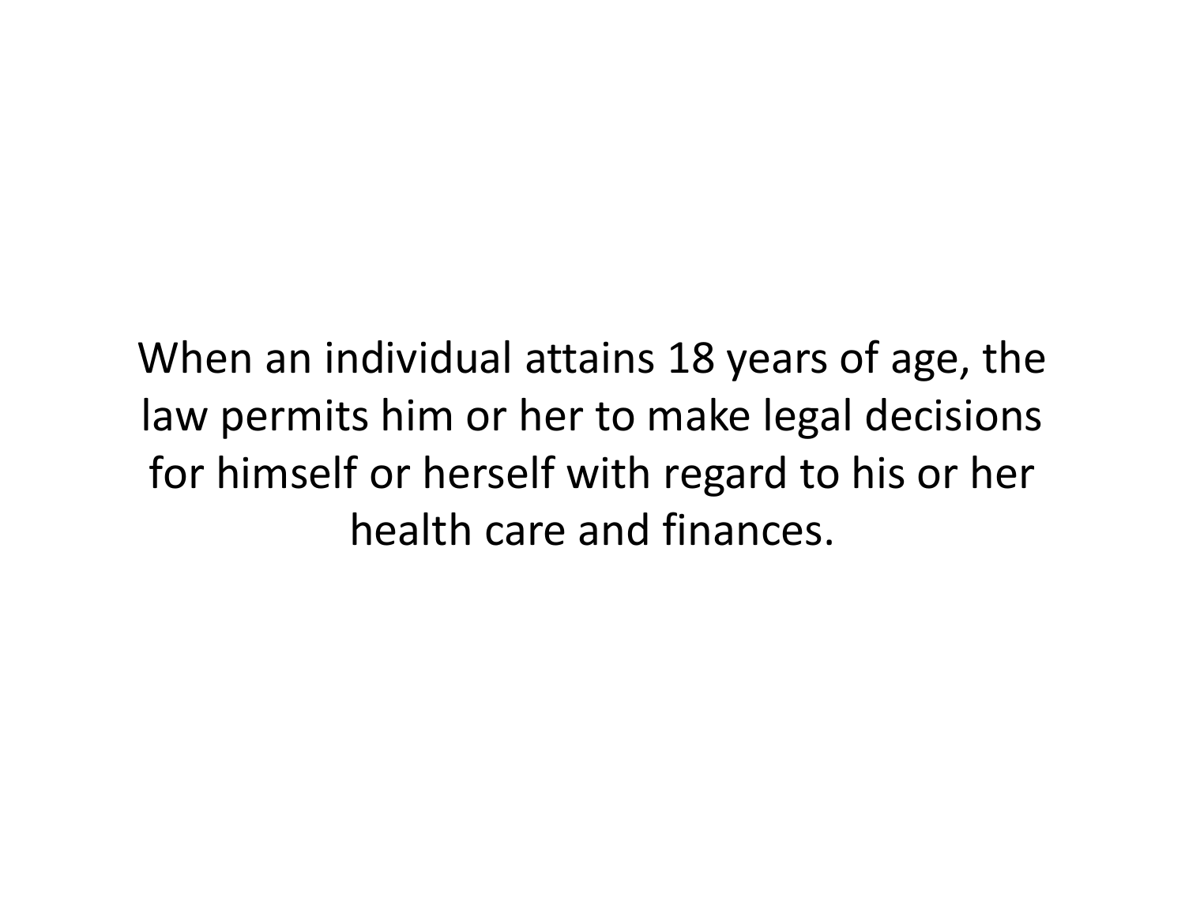When an individual attains 18 years of age, the law permits him or her to make legal decisions for himself or herself with regard to his or her health care and finances.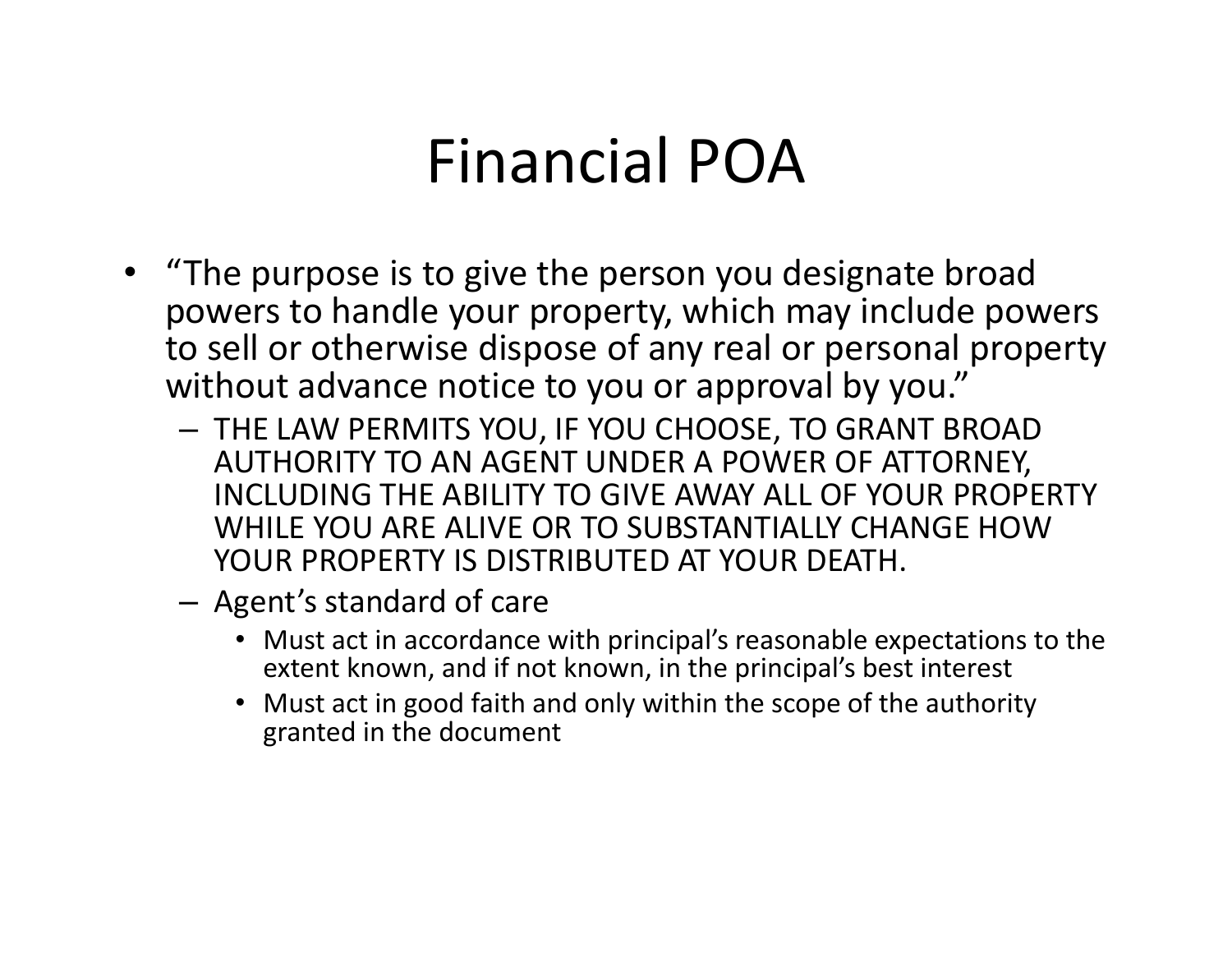# Financial POA

- "The purpose is to give the person you designate broad powers to handle your property, which may include powers to sell or otherwise dispose of any real or personal property without advance notice to you or approval by you."
  - THE LAW PERMITS YOU, IF YOU CHOOSE, TO GRANT BROAD AUTHORITY TO AN AGENT UNDER A POWER OF ATTORNEY, INCLUDING THE ABILITY TO GIVE AWAY ALL OF YOUR PROPERTY WHILE YOU ARE ALIVE OR TO SUBSTANTIALLY CHANGE HOW YOUR PROPERTY IS DISTRIBUTED AT YOUR DEATH.
  - Agent's standard of care
    - Must act in accordance with principal's reasonable expectations to the extent known, and if not known, in the principal's best interest
    - Must act in good faith and only within the scope of the authority granted in the document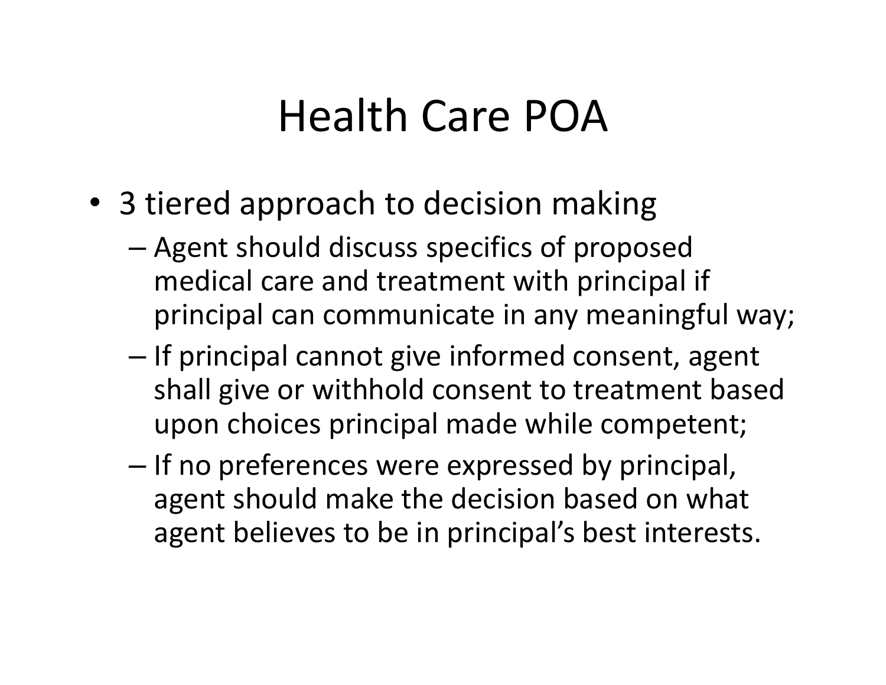# Health Care POA

- 3 tiered approach to decision making
  - Agent should discuss specifics of proposed medical care and treatment with principal if principal can communicate in any meaningful way;
  - If principal cannot give informed consent, agent shall give or withhold consent to treatment based upon choices principal made while competent;
  - If no preferences were expressed by principal, agent should make the decision based on what agent believes to be in principal's best interests.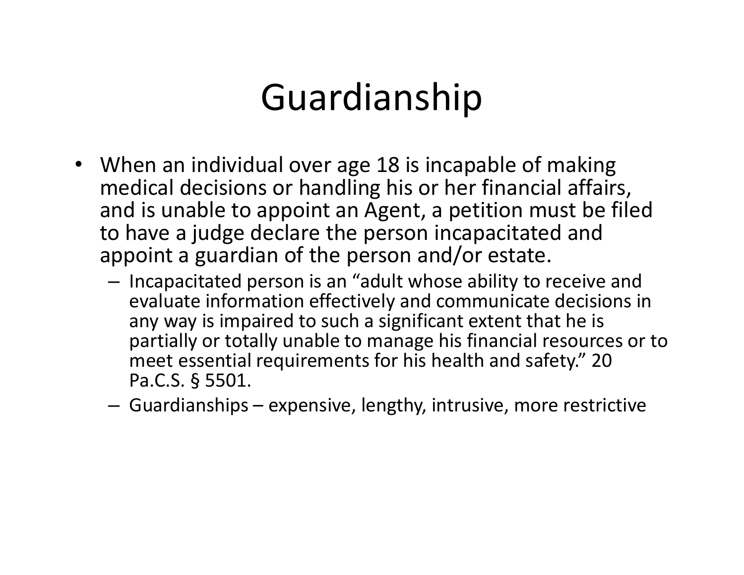# Guardianship

- When an individual over age 18 is incapable of making medical decisions or handling his or her financial affairs, and is unable to appoint an Agent, a petition must be filed to have a judge declare the person incapacitated and appoint a guardian of the person and/or estate.
  - Incapacitated person is an "adult whose ability to receive and evaluate information effectively and communicate decisions in any way is impaired to such a significant extent that he is partially or totally unable to manage his financial resources or to meet essential requirements for his health and safety." 20 Pa.C.S. § 5501.
  - Guardianships – expensive, lengthy, intrusive, more restrictive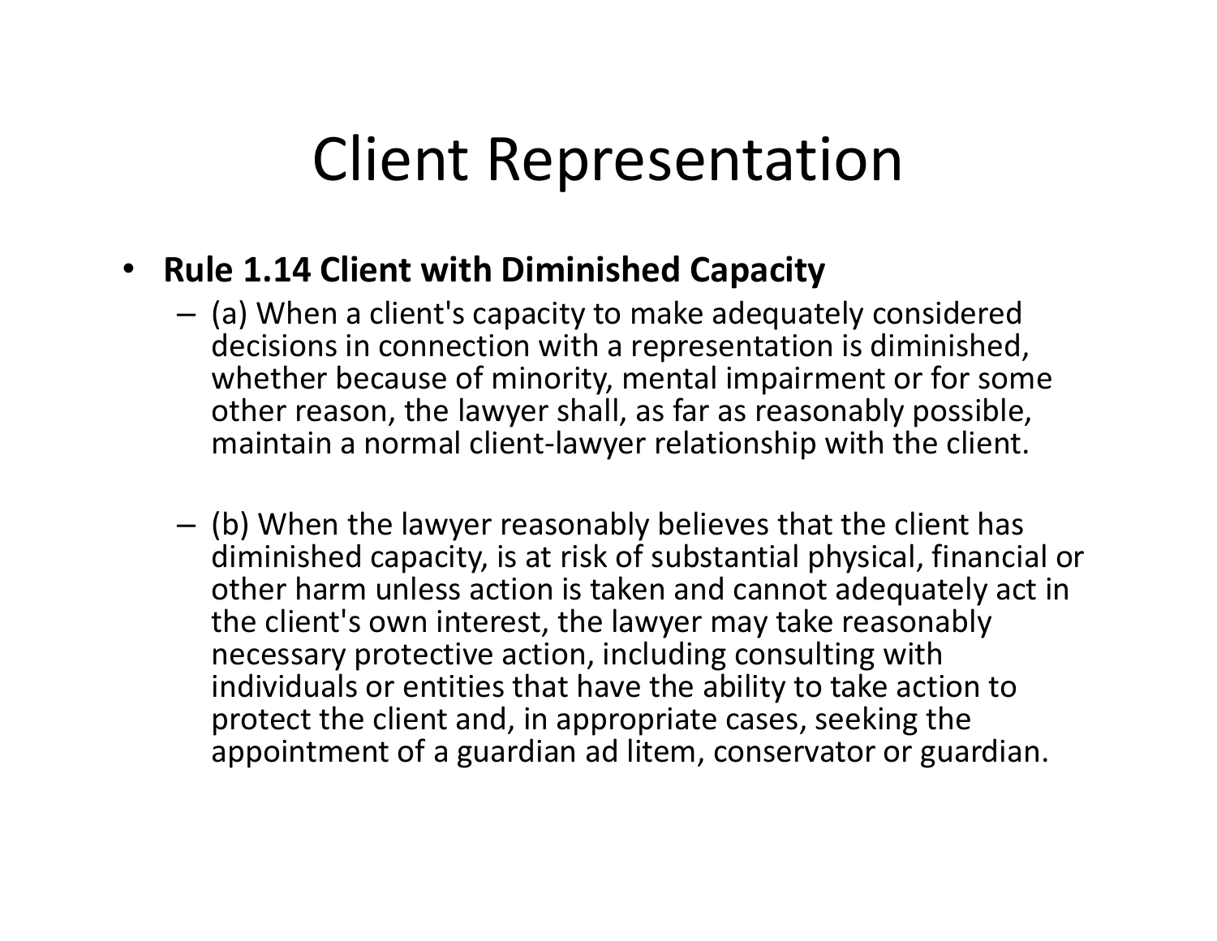# Client Representation

- **Rule 1.14 Client with Diminished Capacity**
  - (a) When a client's capacity to make adequately considered decisions in connection with a representation is diminished, whether because of minority, mental impairment or for some other reason, the lawyer shall, as far as reasonably possible, maintain a normal client-lawyer relationship with the client.
  - (b) When the lawyer reasonably believes that the client has diminished capacity, is at risk of substantial physical, financial or other harm unless action is taken and cannot adequately act in the client's own interest, the lawyer may take reasonably necessary protective action, including consulting with individuals or entities that have the ability to take action to protect the client and, in appropriate cases, seeking the appointment of a guardian ad litem, conservator or guardian.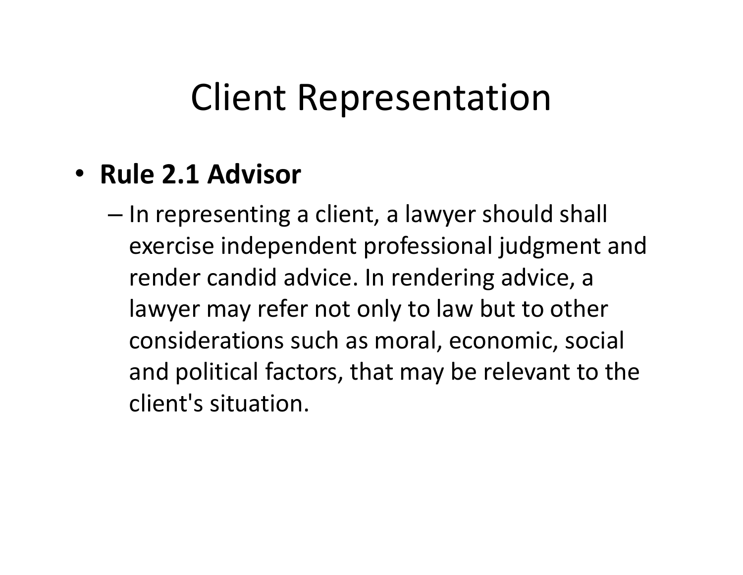# Client Representation

- **Rule 2.1 Advisor**
  - In representing a client, a lawyer should shall exercise independent professional judgment and render candid advice. In rendering advice, a lawyer may refer not only to law but to other considerations such as moral, economic, social and political factors, that may be relevant to the client's situation.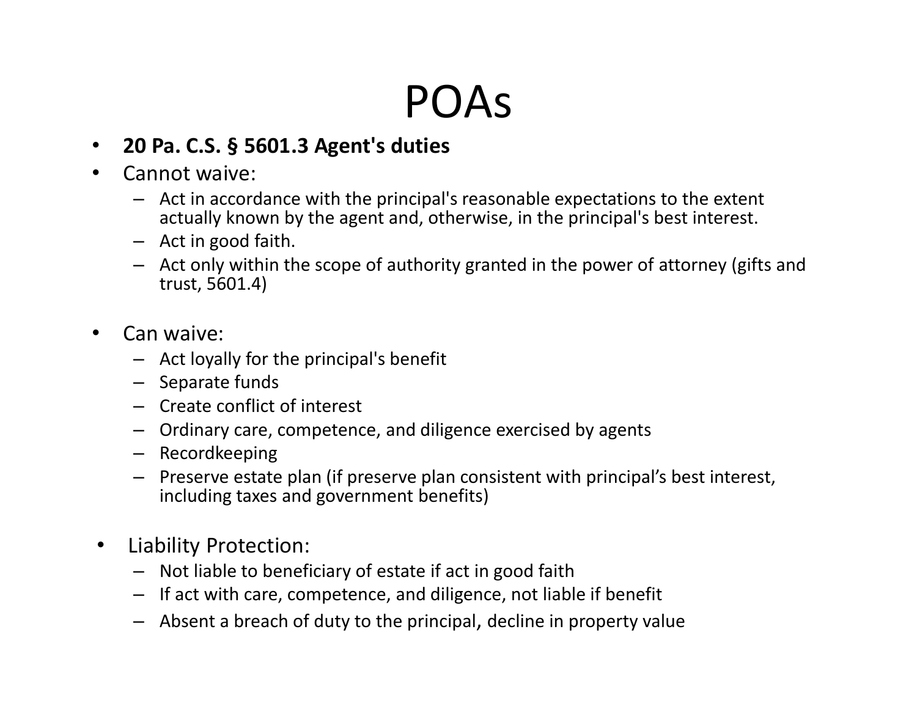# POAs

- **20 Pa. C.S. § 5601.3 Agent's duties**
- Cannot waive:
  - Act in accordance with the principal's reasonable expectations to the extent actually known by the agent and, otherwise, in the principal's best interest.
  - Act in good faith.
  - Act only within the scope of authority granted in the power of attorney (gifts and trust, 5601.4)
- Can waive:
  - Act loyally for the principal's benefit
  - Separate funds
  - Create conflict of interest
  - Ordinary care, competence, and diligence exercised by agents
  - Recordkeeping
  - Preserve estate plan (if preserve plan consistent with principal's best interest, including taxes and government benefits)
- Liability Protection:
  - Not liable to beneficiary of estate if act in good faith
  - If act with care, competence, and diligence, not liable if benefit
  - Absent a breach of duty to the principal, decline in property value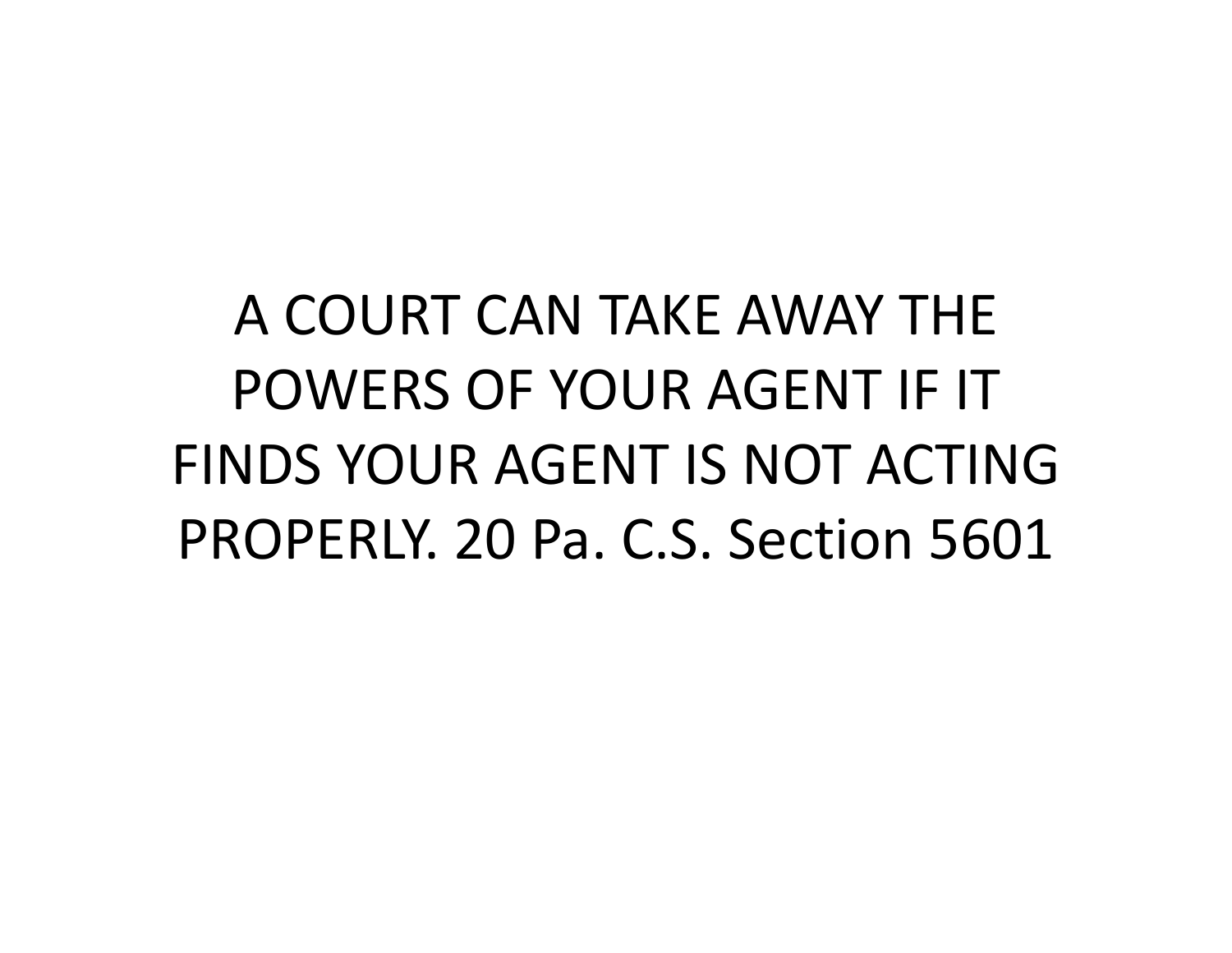A COURT CAN TAKE AWAY THE POWERS OF YOUR AGENT IF IT FINDS YOUR AGENT IS NOT ACTING PROPERLY. 20 Pa. C.S. Section 5601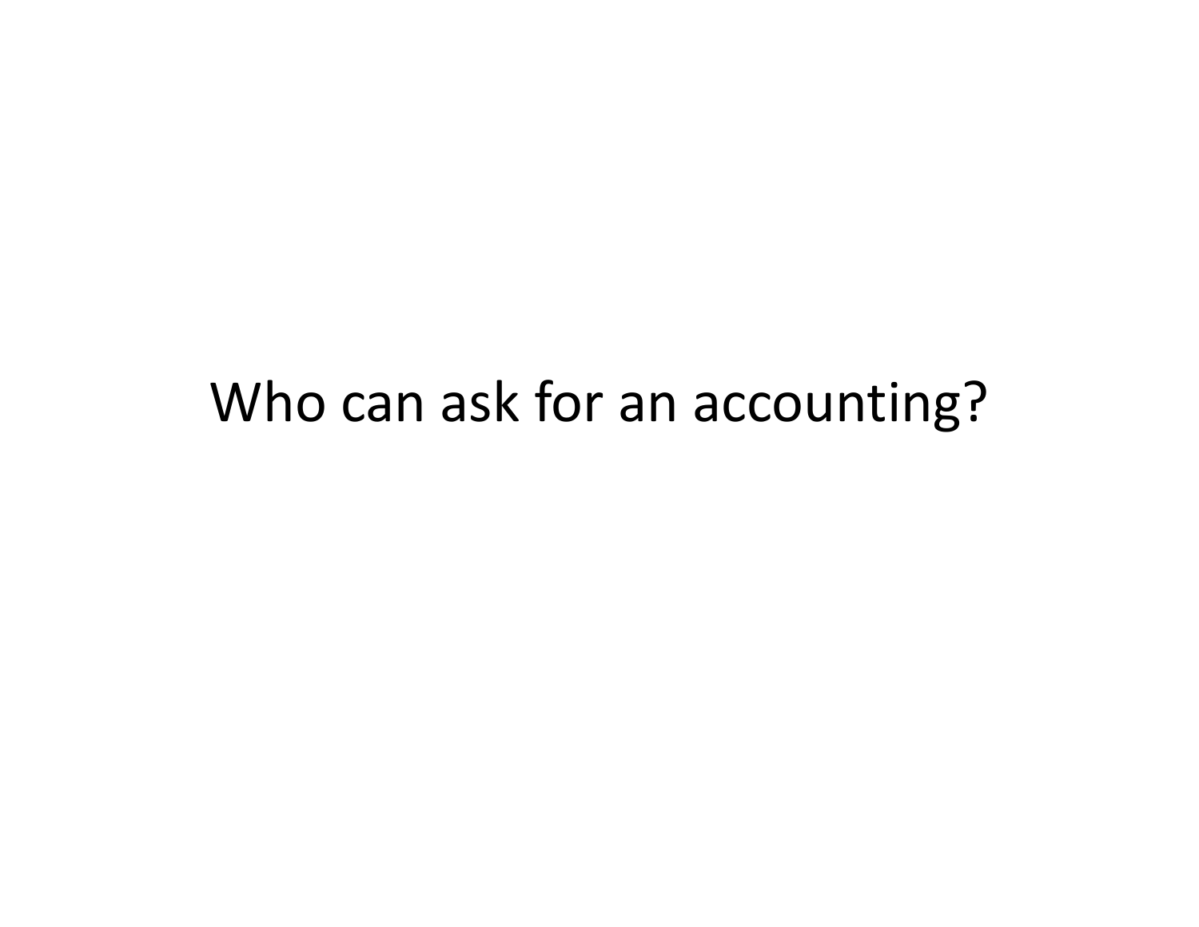# Who can ask for an accounting?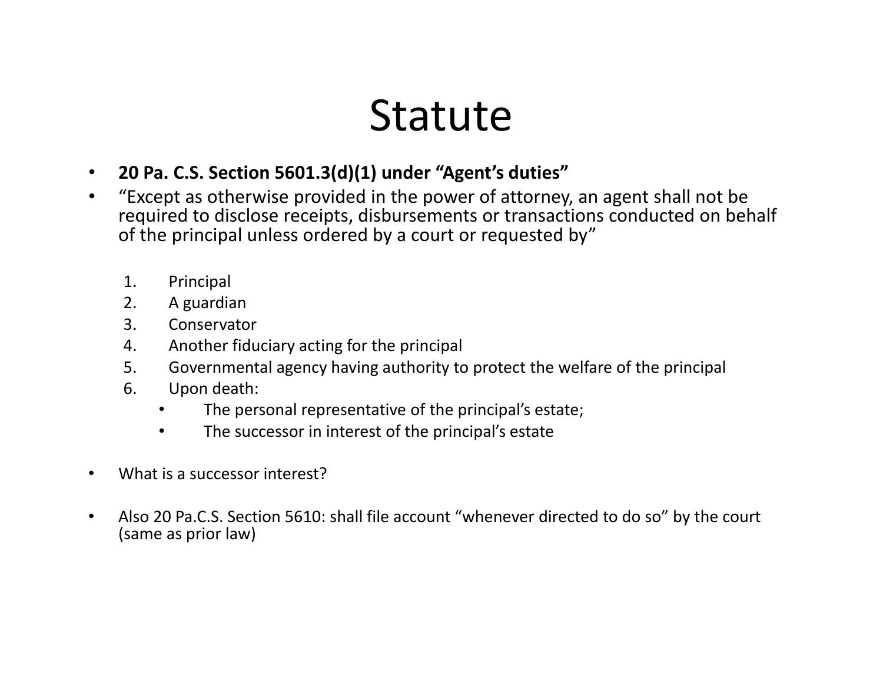# Statute

- **20 Pa. C.S. Section 5601.3(d)(1) under "Agent's duties"**
- "Except as otherwise provided in the power of attorney, an agent shall not be required to disclose receipts, disbursements or transactions conducted on behalf of the principal unless ordered by a court or requested by"

  1. Principal
  2. A guardian
  3. Conservator
  4. Another fiduciary acting for the principal
  5. Governmental agency having authority to protect the welfare of the principal
  6. Upon death:
     - The personal representative of the principal's estate;
     - The successor in interest of the principal's estate

- What is a successor interest?

- Also 20 Pa.C.S. Section 5610: shall file account "whenever directed to do so" by the court (same as prior law)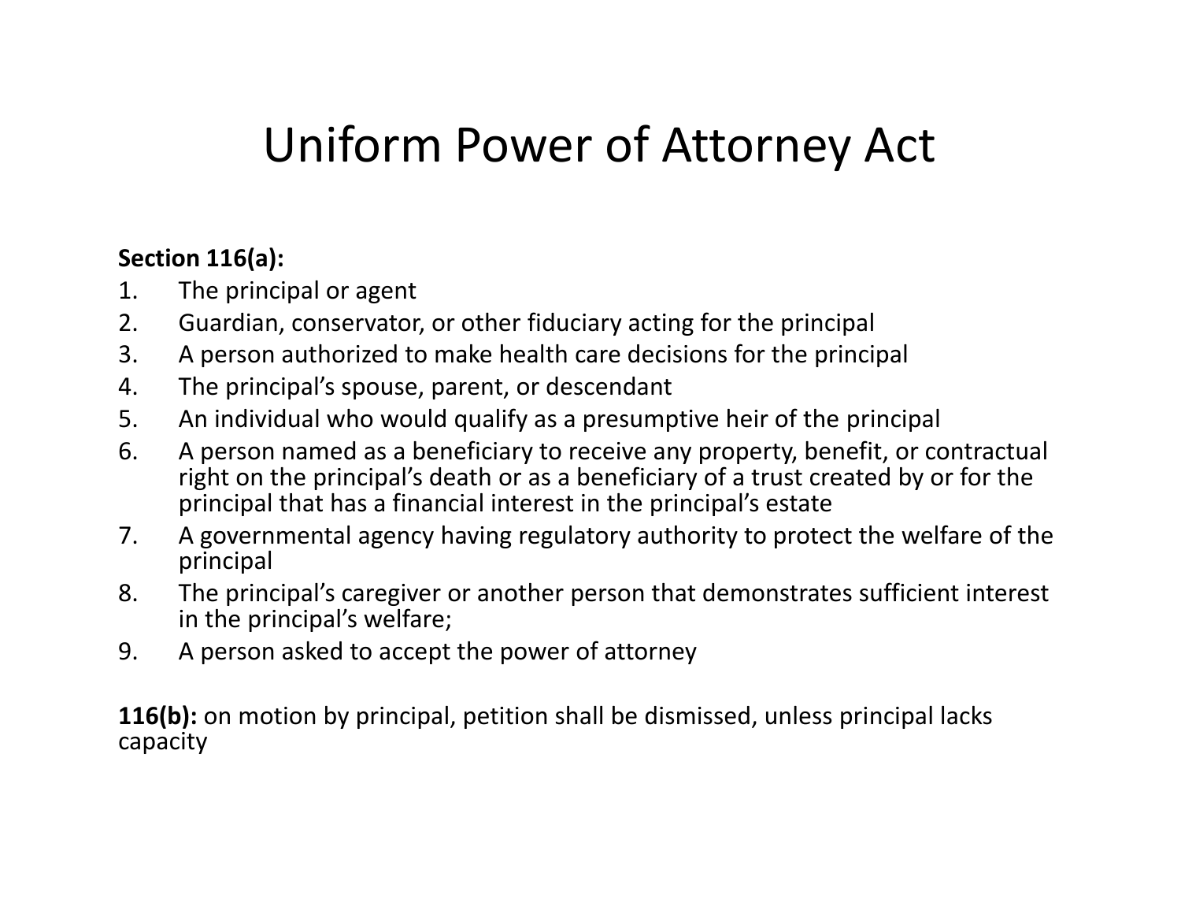# Uniform Power of Attorney Act

**Section 116(a):**

1. The principal or agent
2. Guardian, conservator, or other fiduciary acting for the principal
3. A person authorized to make health care decisions for the principal
4. The principal's spouse, parent, or descendant
5. An individual who would qualify as a presumptive heir of the principal
6. A person named as a beneficiary to receive any property, benefit, or contractual right on the principal's death or as a beneficiary of a trust created by or for the principal that has a financial interest in the principal's estate
7. A governmental agency having regulatory authority to protect the welfare of the principal
8. The principal's caregiver or another person that demonstrates sufficient interest in the principal's welfare;
9. A person asked to accept the power of attorney

**116(b):** on motion by principal, petition shall be dismissed, unless principal lacks capacity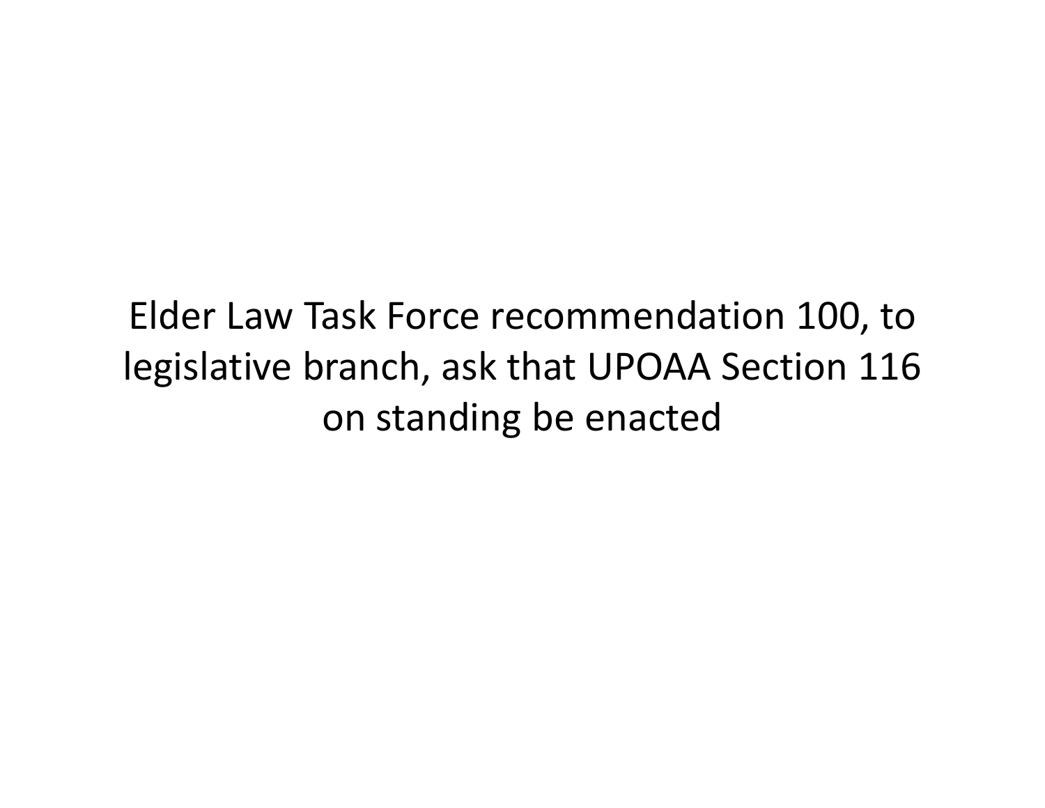Elder Law Task Force recommendation 100, to legislative branch, ask that UPOAA Section 116 on standing be enacted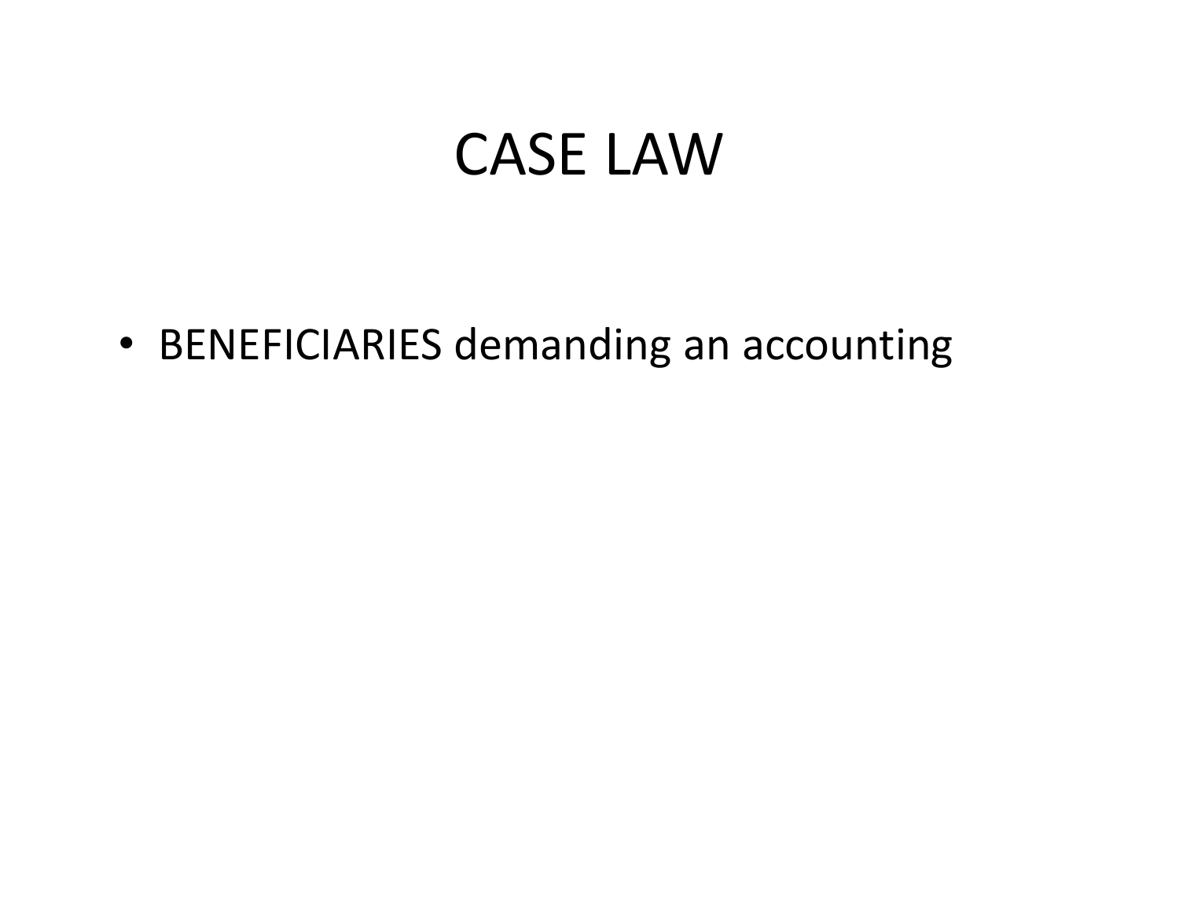# CASE LAW

- BENEFICIARIES demanding an accounting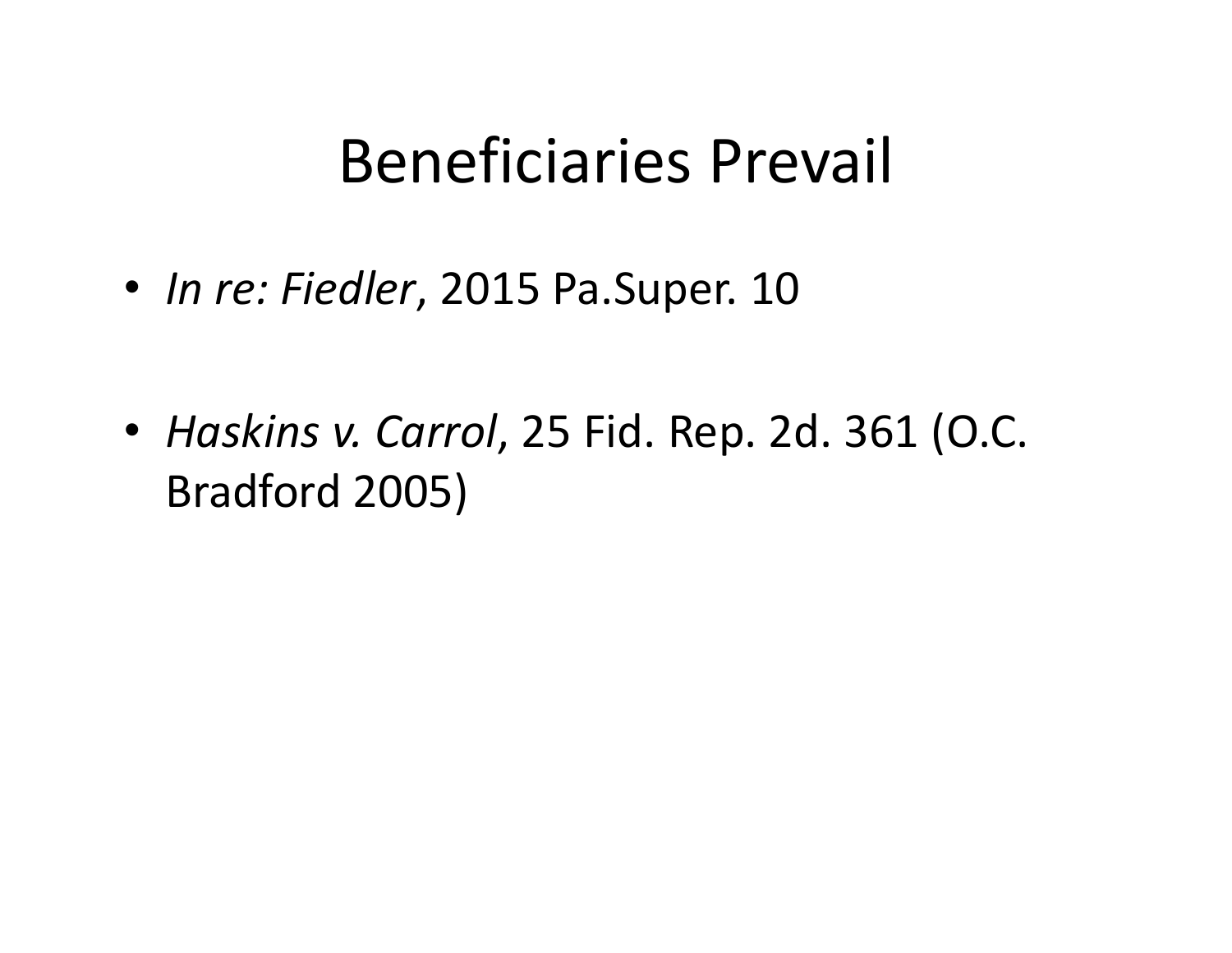# Beneficiaries Prevail

- *In re: Fiedler*, 2015 Pa.Super. 10
- *Haskins v. Carrol*, 25 Fid. Rep. 2d. 361 (O.C. Bradford 2005)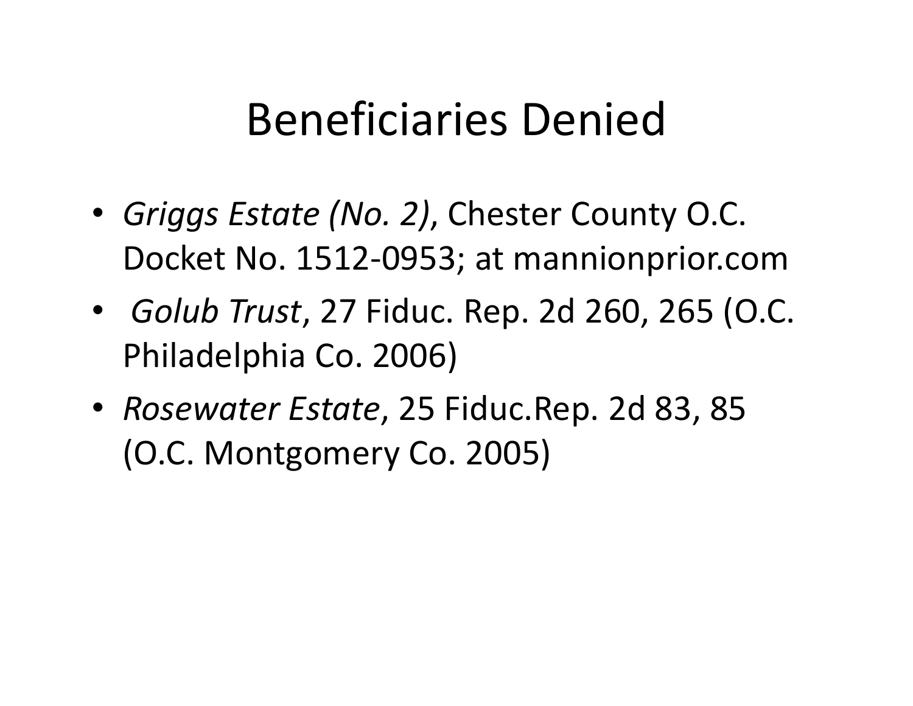# Beneficiaries Denied

- *Griggs Estate (No. 2)*, Chester County O.C. Docket No. 1512-0953; at mannionprior.com
- *Golub Trust*, 27 Fiduc. Rep. 2d 260, 265 (O.C. Philadelphia Co. 2006)
- *Rosewater Estate*, 25 Fiduc.Rep. 2d 83, 85 (O.C. Montgomery Co. 2005)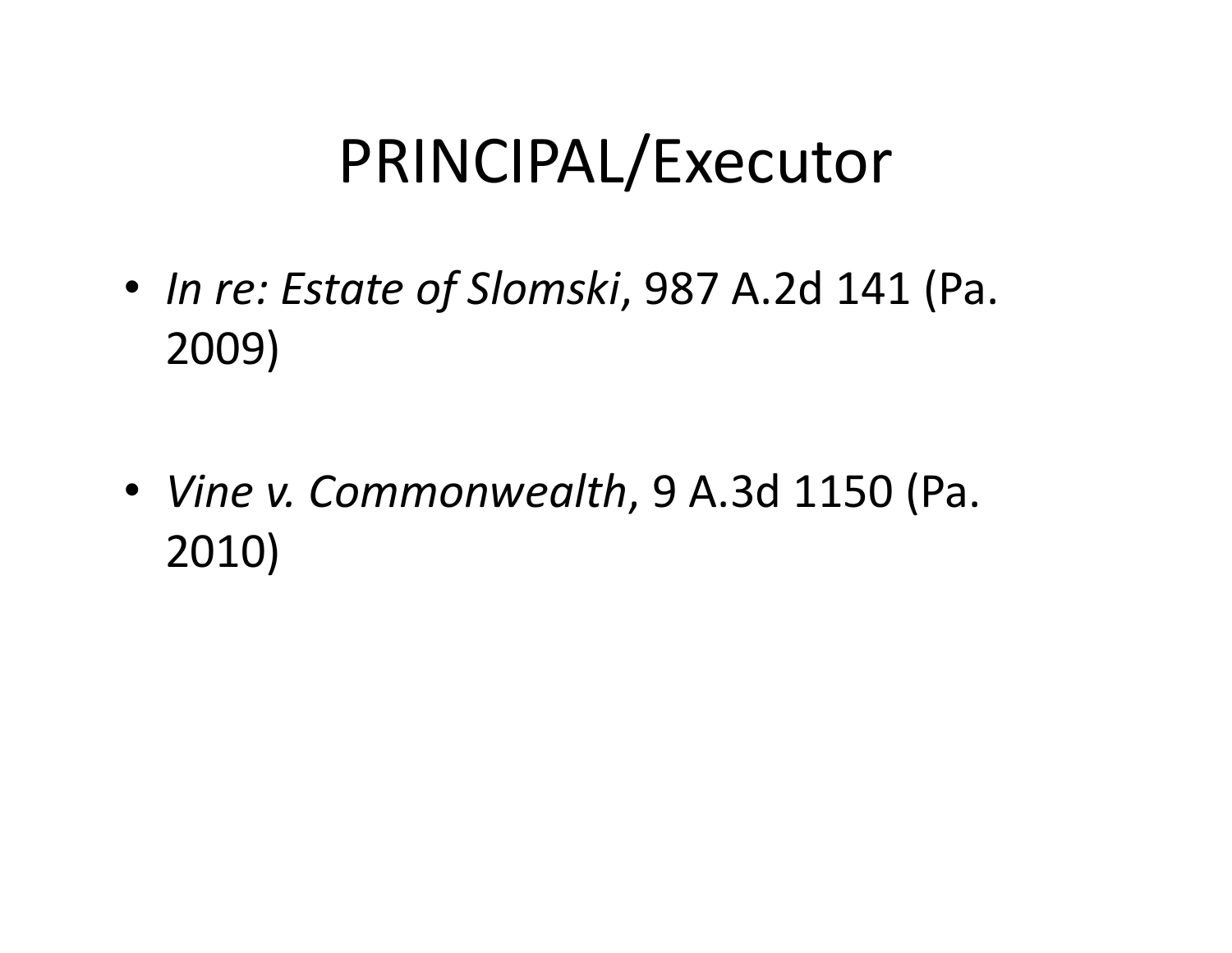# PRINCIPAL/Executor

- *In re: Estate of Slomski*, 987 A.2d 141 (Pa. 2009)

- *Vine v. Commonwealth*, 9 A.3d 1150 (Pa. 2010)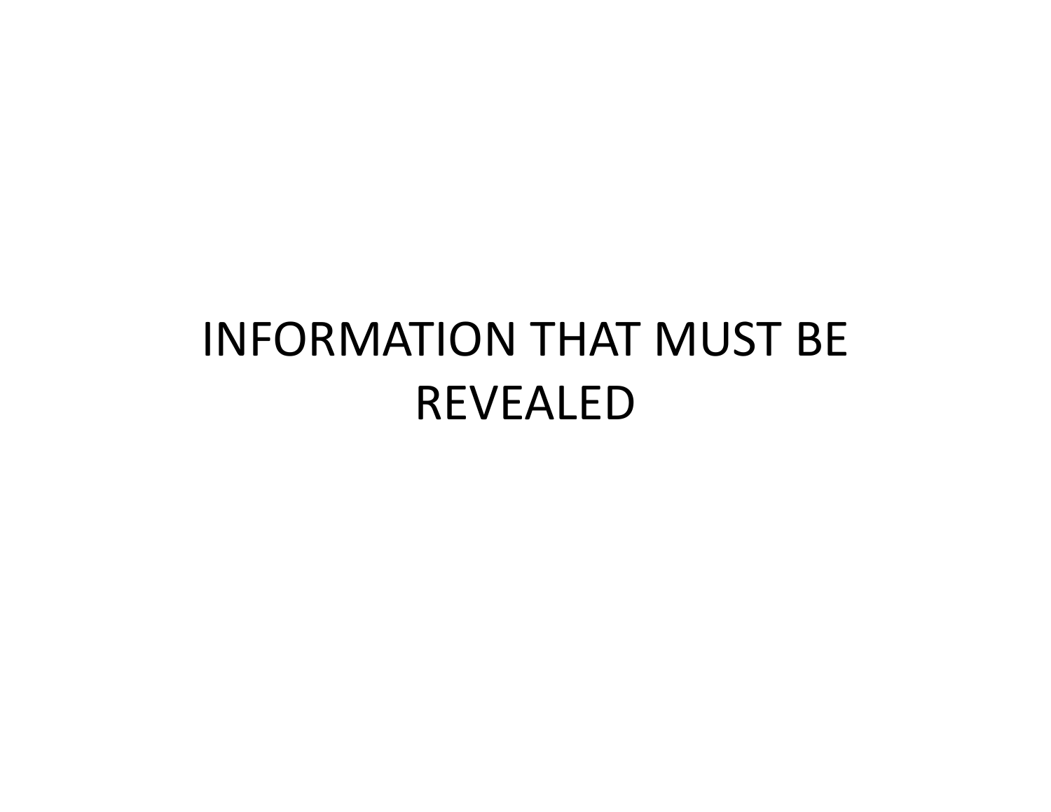# INFORMATION THAT MUST BE REVEALED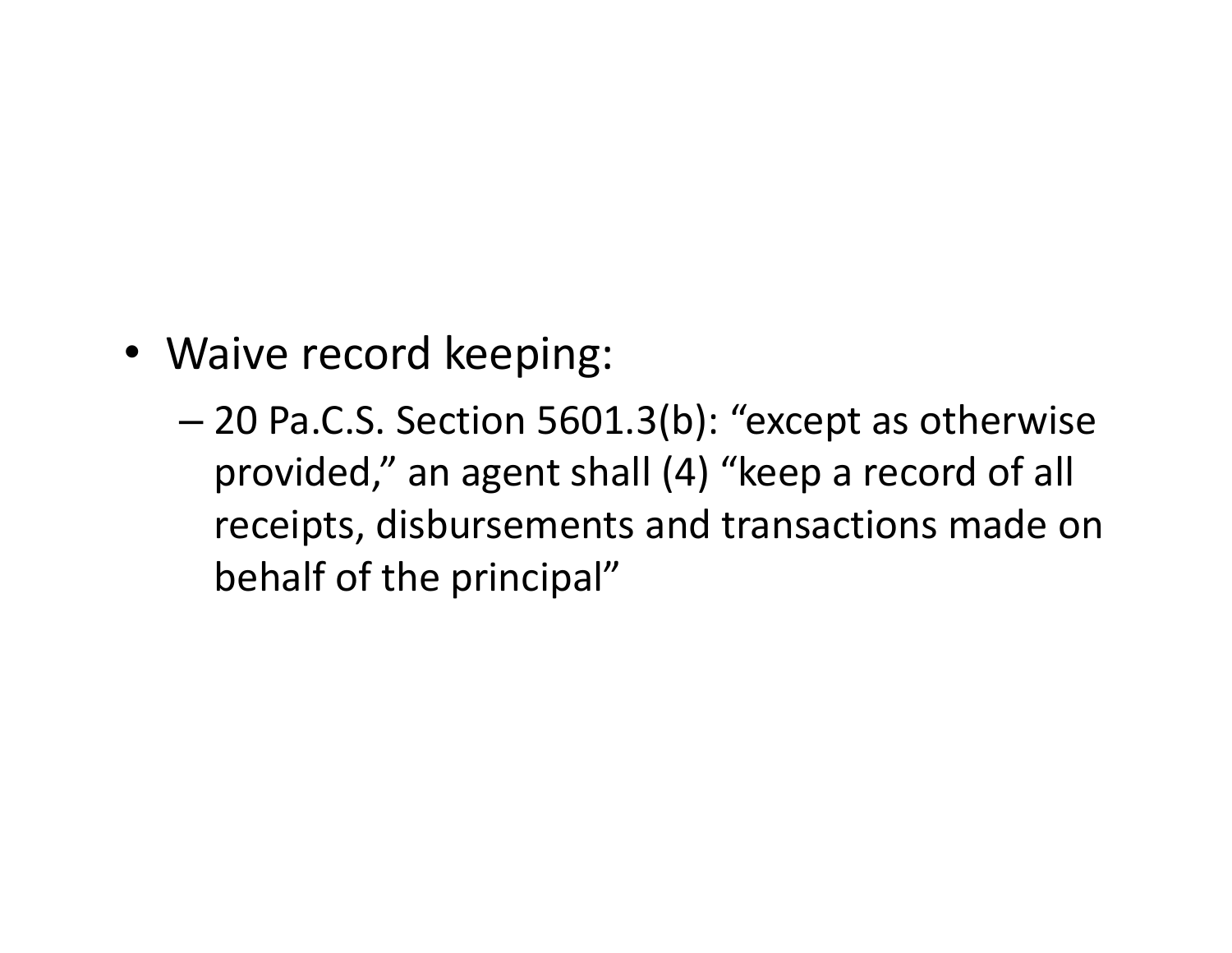- Waive record keeping:
  - 20 Pa.C.S. Section 5601.3(b): "except as otherwise provided," an agent shall (4) "keep a record of all receipts, disbursements and transactions made on behalf of the principal"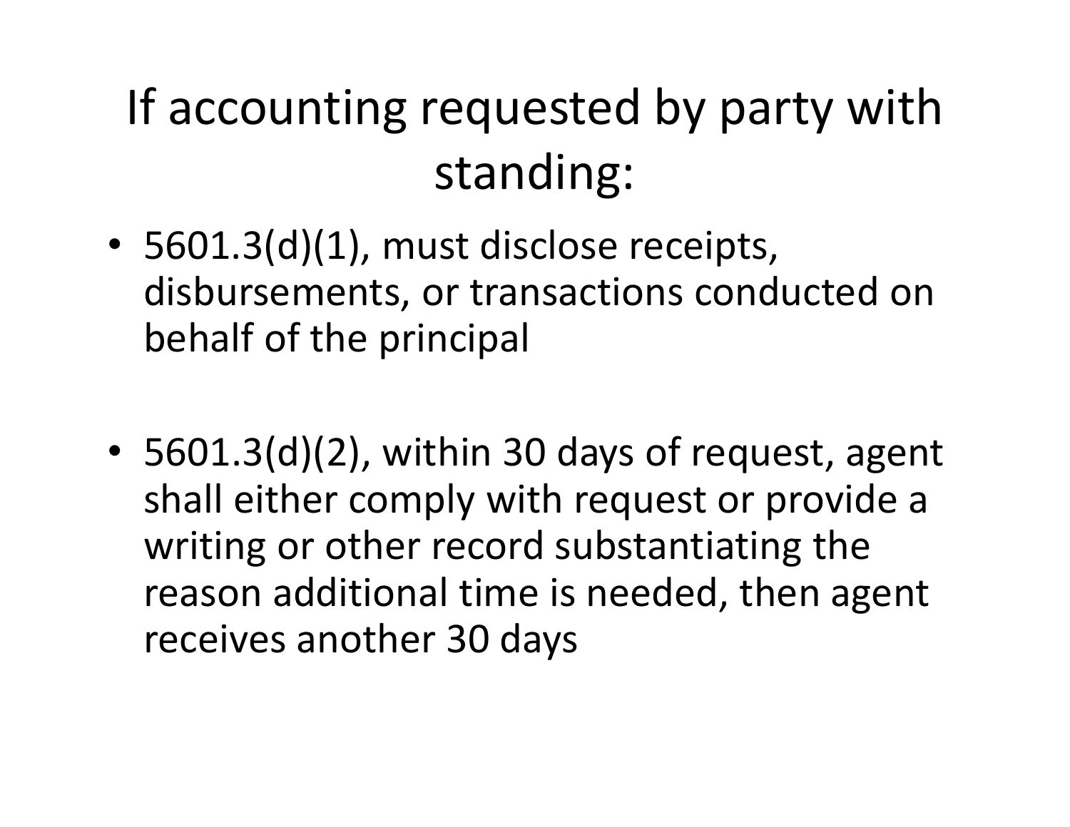# If accounting requested by party with standing:

- 5601.3(d)(1), must disclose receipts, disbursements, or transactions conducted on behalf of the principal

- 5601.3(d)(2), within 30 days of request, agent shall either comply with request or provide a writing or other record substantiating the reason additional time is needed, then agent receives another 30 days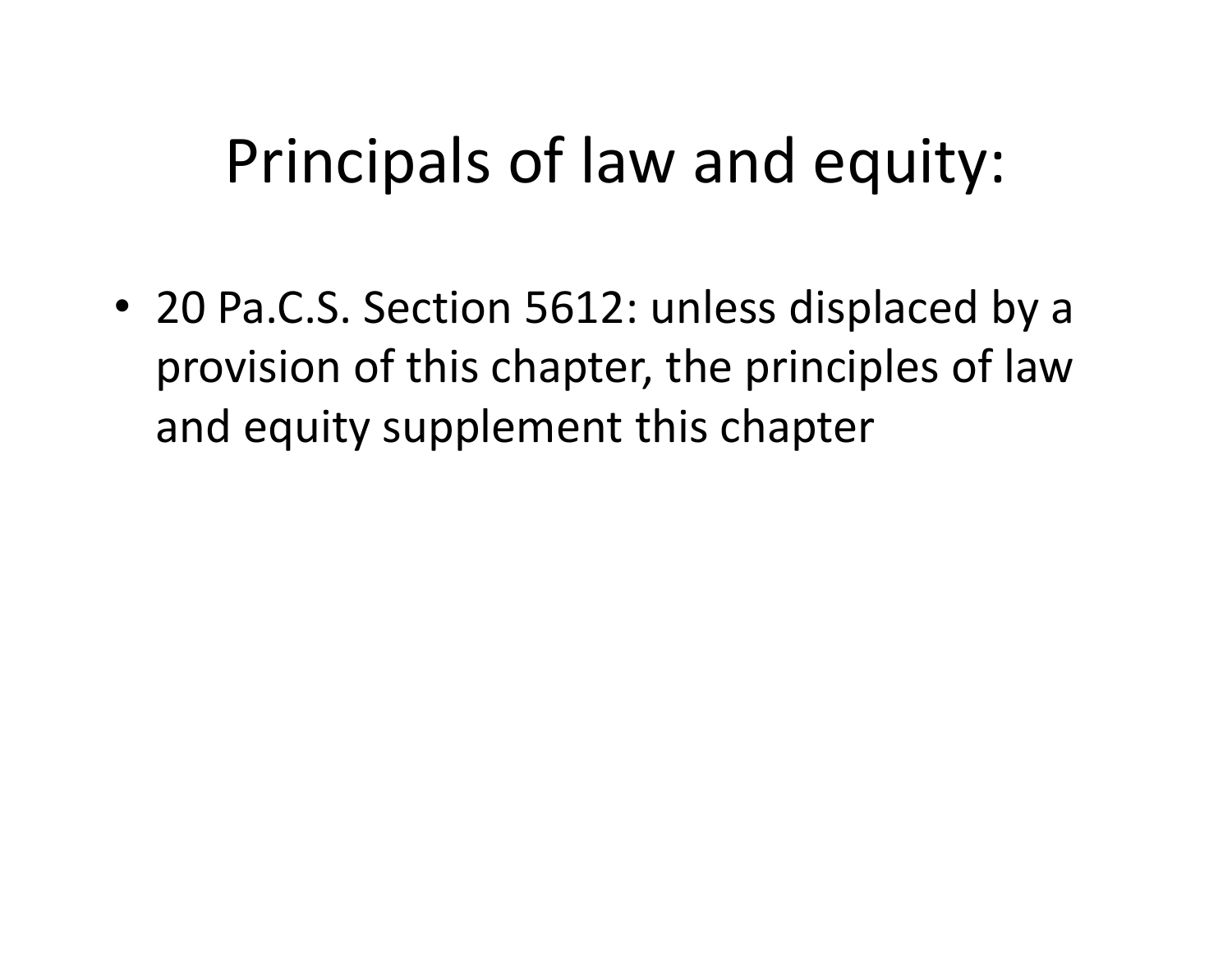# Principals of law and equity:

- 20 Pa.C.S. Section 5612: unless displaced by a provision of this chapter, the principles of law and equity supplement this chapter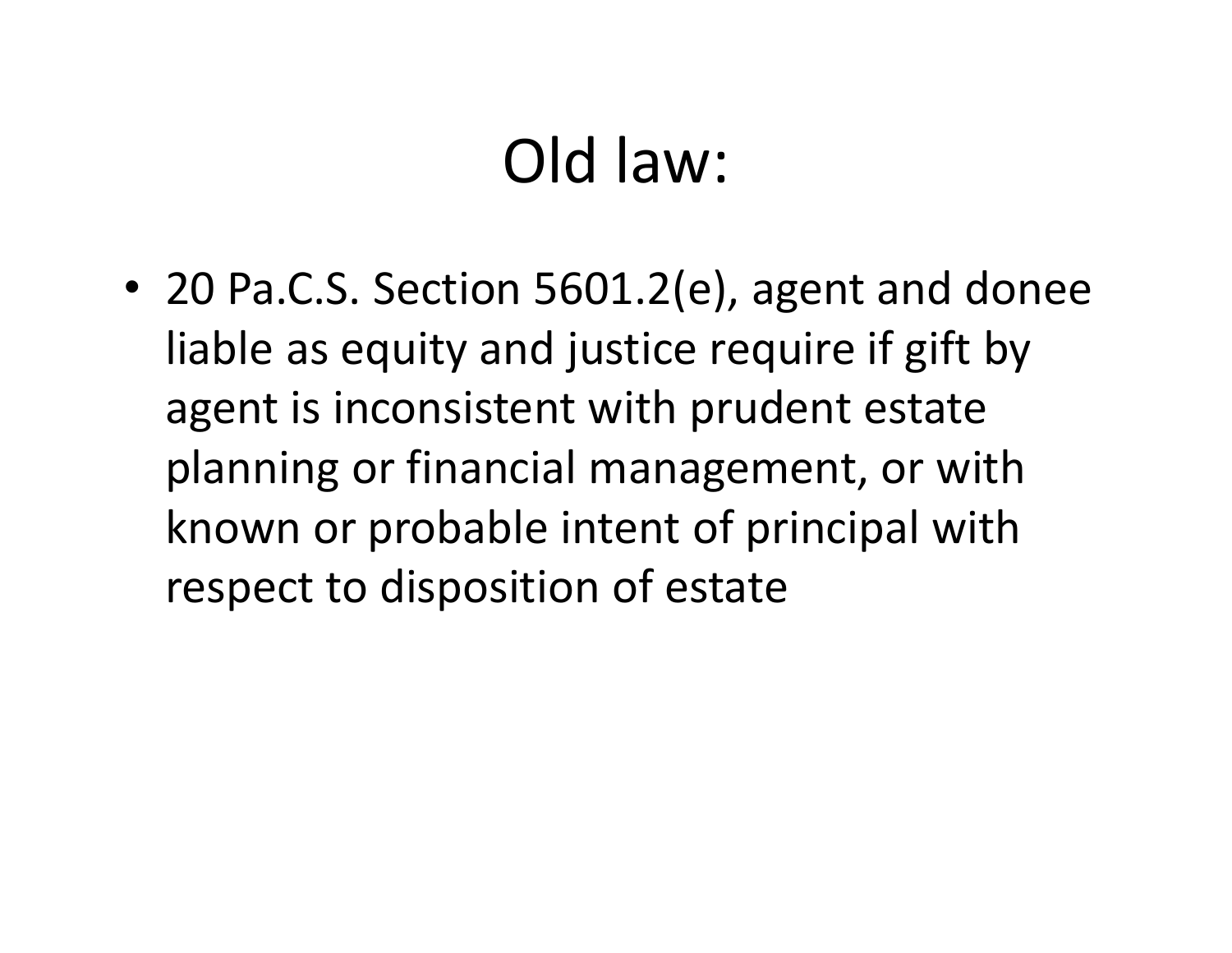# Old law:

- 20 Pa.C.S. Section 5601.2(e), agent and donee liable as equity and justice require if gift by agent is inconsistent with prudent estate planning or financial management, or with known or probable intent of principal with respect to disposition of estate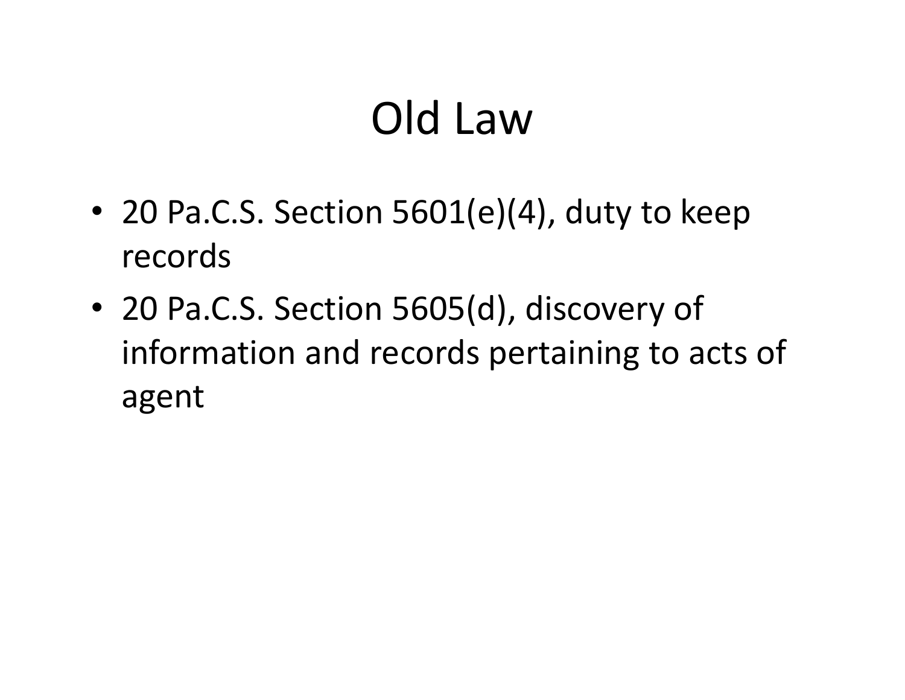# Old Law

- 20 Pa.C.S. Section 5601(e)(4), duty to keep records
- 20 Pa.C.S. Section 5605(d), discovery of information and records pertaining to acts of agent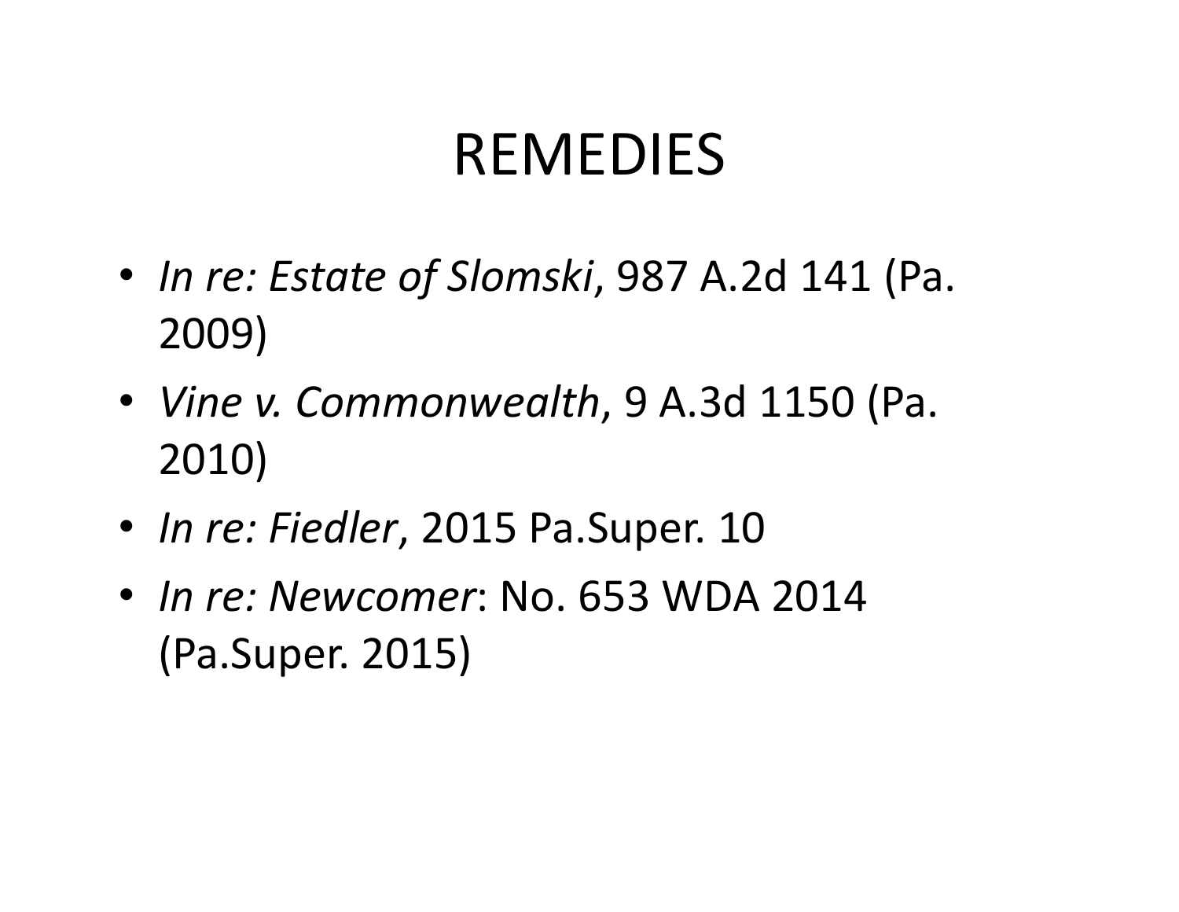# REMEDIES

- *In re: Estate of Slomski*, 987 A.2d 141 (Pa. 2009)
- *Vine v. Commonwealth*, 9 A.3d 1150 (Pa. 2010)
- *In re: Fiedler*, 2015 Pa.Super. 10
- *In re: Newcomer*: No. 653 WDA 2014 (Pa.Super. 2015)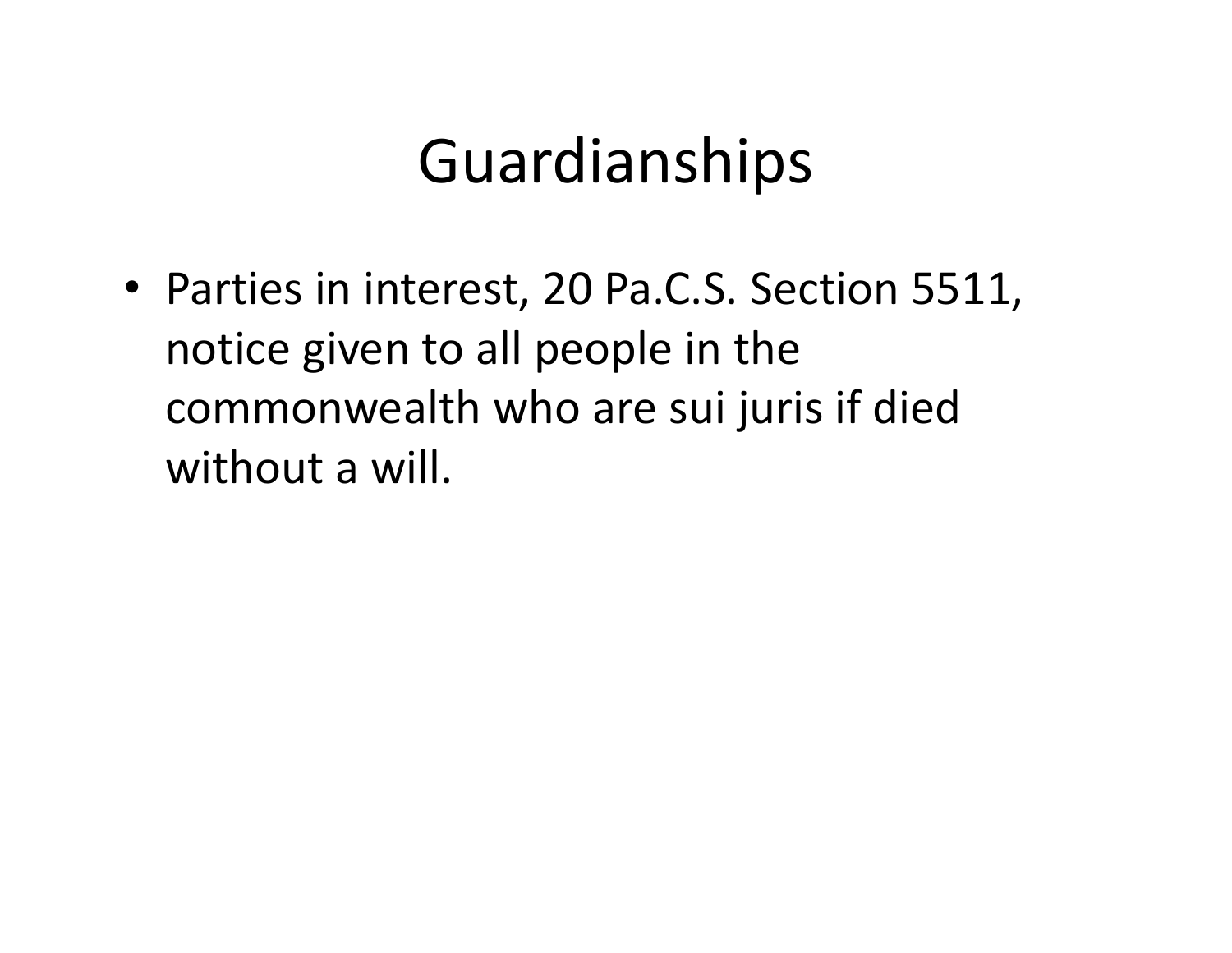# Guardianships

- Parties in interest, 20 Pa.C.S. Section 5511, notice given to all people in the commonwealth who are sui juris if died without a will.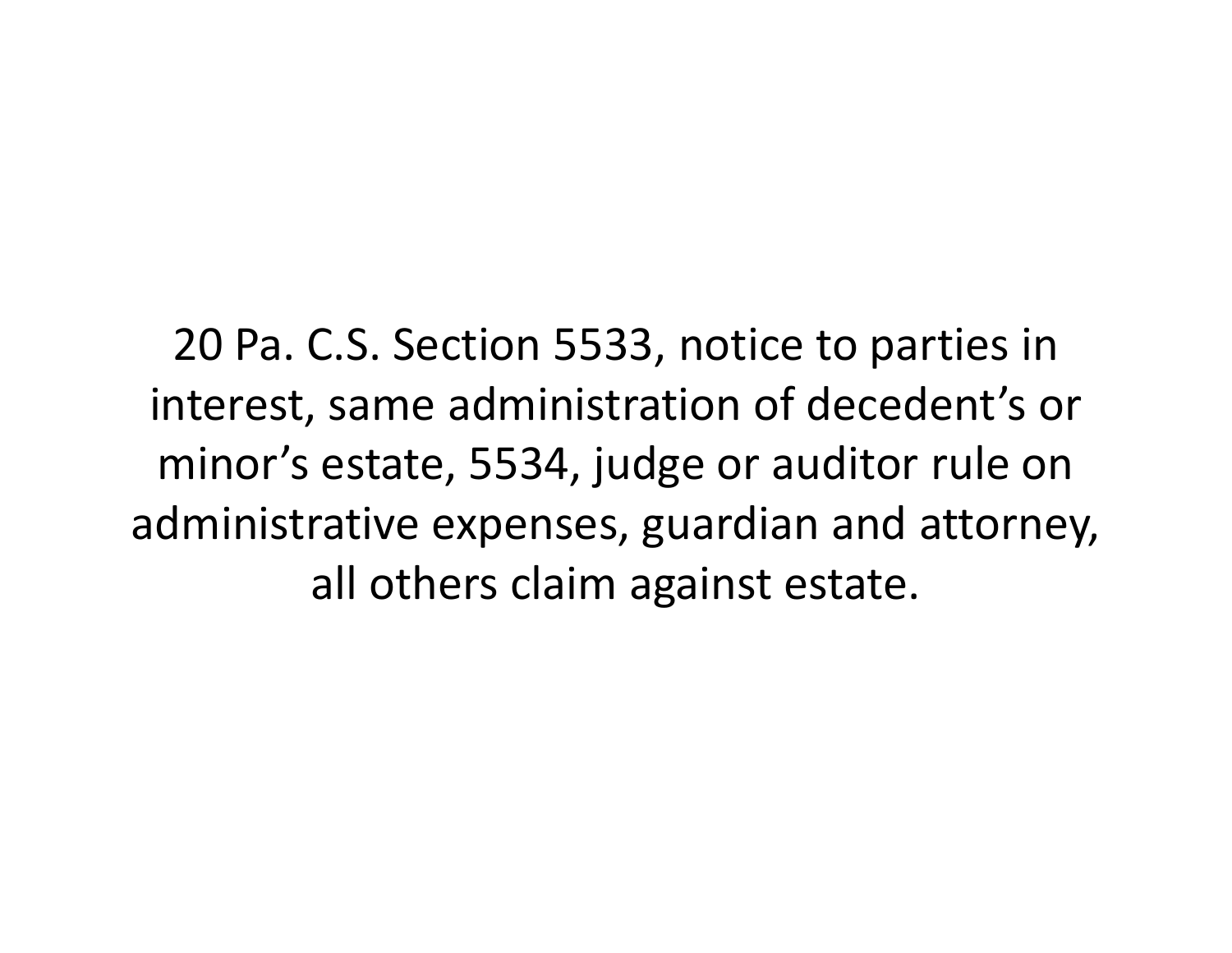20 Pa. C.S. Section 5533, notice to parties in interest, same administration of decedent’s or minor’s estate, 5534, judge or auditor rule on administrative expenses, guardian and attorney, all others claim against estate.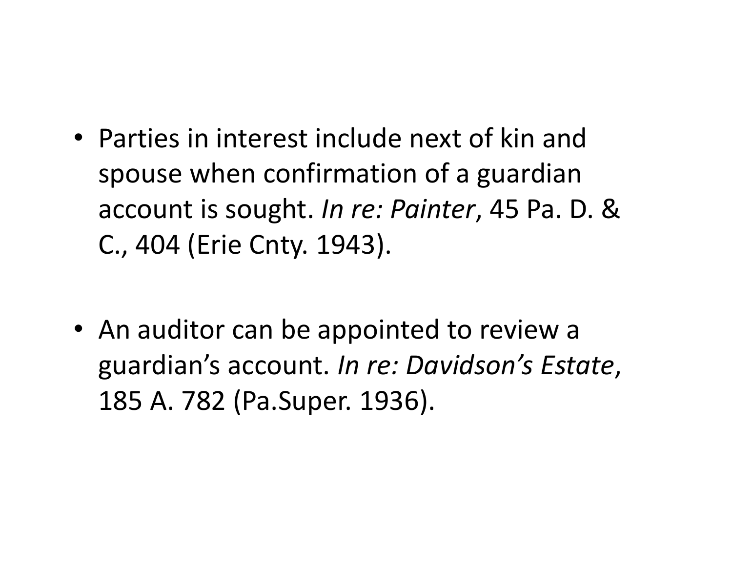- Parties in interest include next of kin and spouse when confirmation of a guardian account is sought. *In re: Painter*, 45 Pa. D. & C., 404 (Erie Cnty. 1943).

- An auditor can be appointed to review a guardian's account. *In re: Davidson's Estate*, 185 A. 782 (Pa.Super. 1936).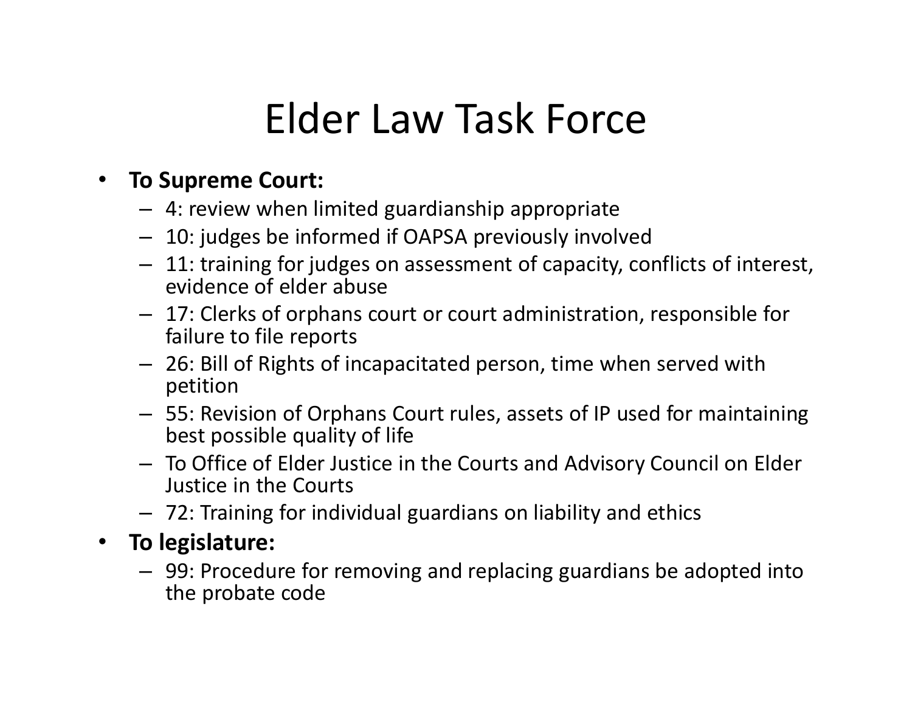# Elder Law Task Force

- **To Supreme Court:**
  - 4: review when limited guardianship appropriate
  - 10: judges be informed if OAPSA previously involved
  - 11: training for judges on assessment of capacity, conflicts of interest, evidence of elder abuse
  - 17: Clerks of orphans court or court administration, responsible for failure to file reports
  - 26: Bill of Rights of incapacitated person, time when served with petition
  - 55: Revision of Orphans Court rules, assets of IP used for maintaining best possible quality of life
  - To Office of Elder Justice in the Courts and Advisory Council on Elder Justice in the Courts
  - 72: Training for individual guardians on liability and ethics
- **To legislature:**
  - 99: Procedure for removing and replacing guardians be adopted into the probate code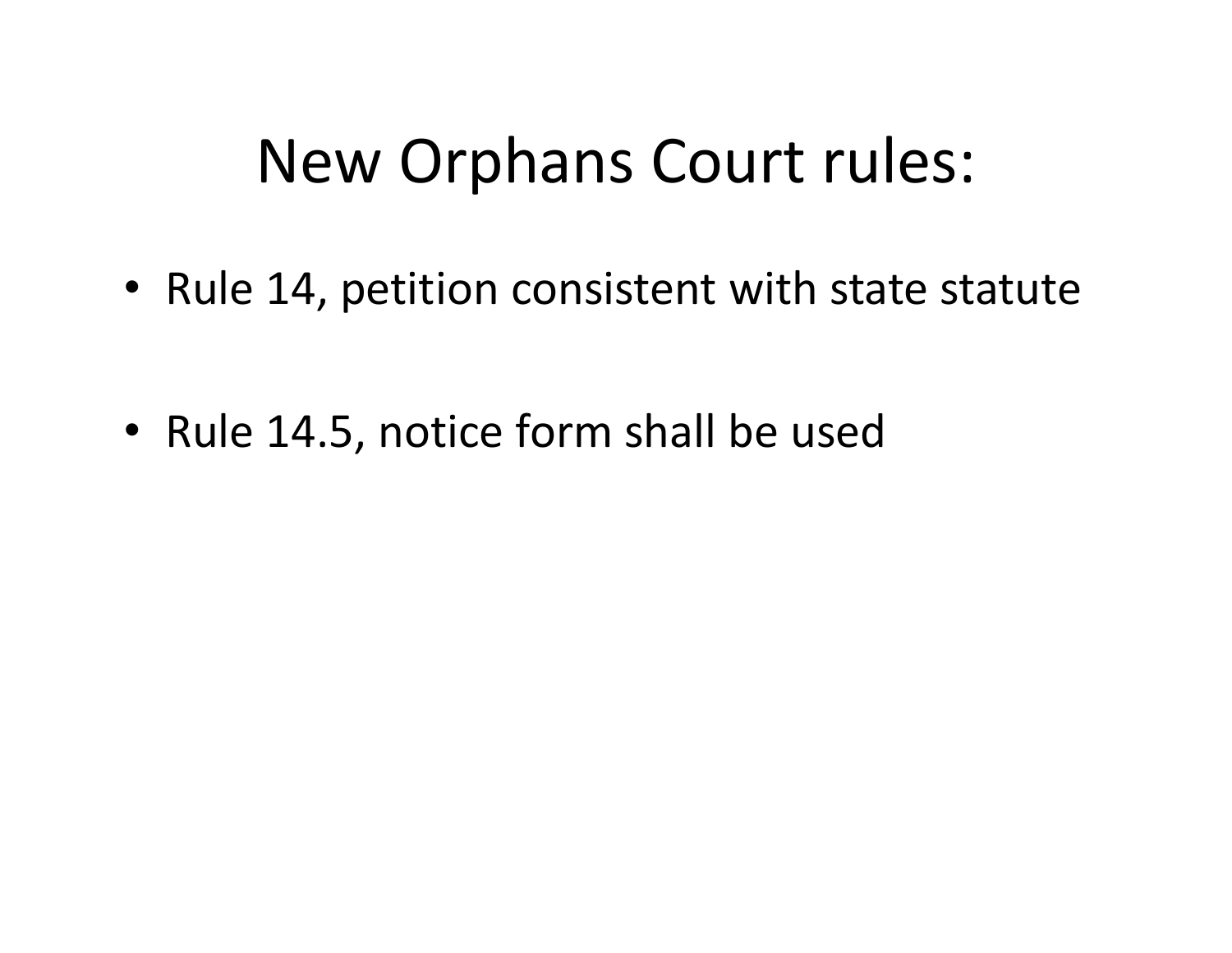# New Orphans Court rules:

- Rule 14, petition consistent with state statute
- Rule 14.5, notice form shall be used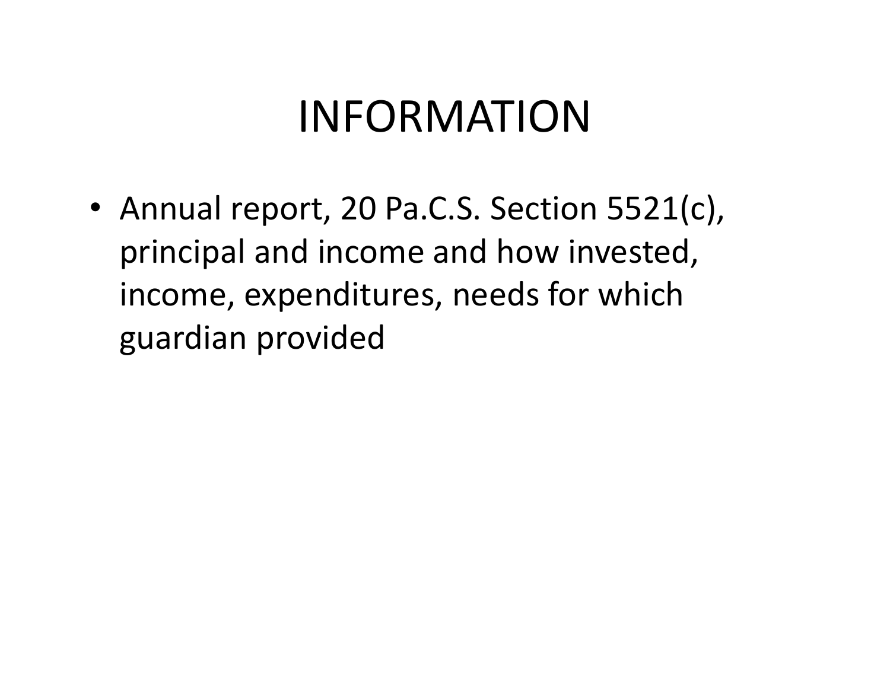# INFORMATION

- Annual report, 20 Pa.C.S. Section 5521(c), principal and income and how invested, income, expenditures, needs for which guardian provided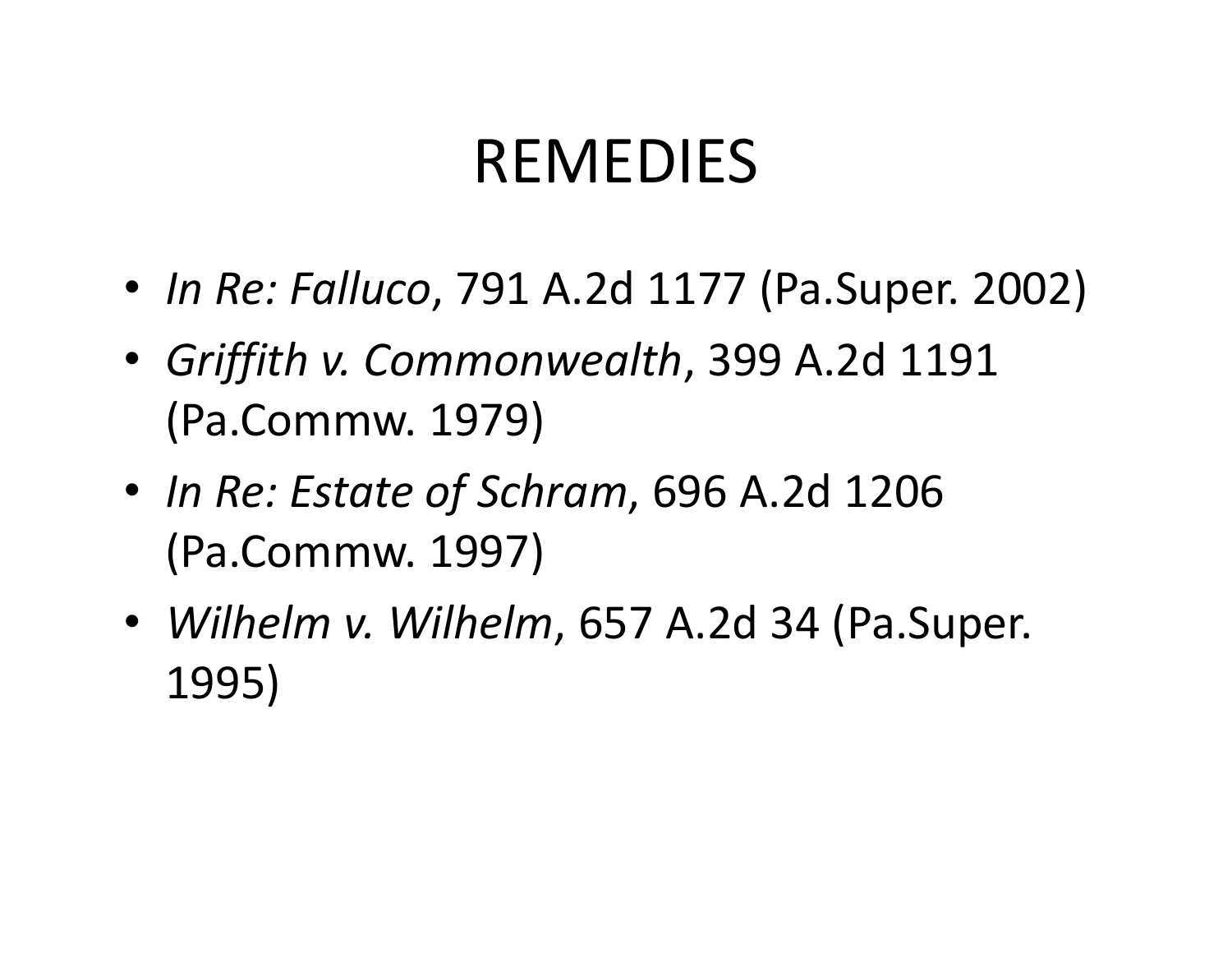# REMEDIES

- *In Re: Falluco*, 791 A.2d 1177 (Pa.Super. 2002)
- *Griffith v. Commonwealth*, 399 A.2d 1191 (Pa.Commw. 1979)
- *In Re: Estate of Schram*, 696 A.2d 1206 (Pa.Commw. 1997)
- *Wilhelm v. Wilhelm*, 657 A.2d 34 (Pa.Super. 1995)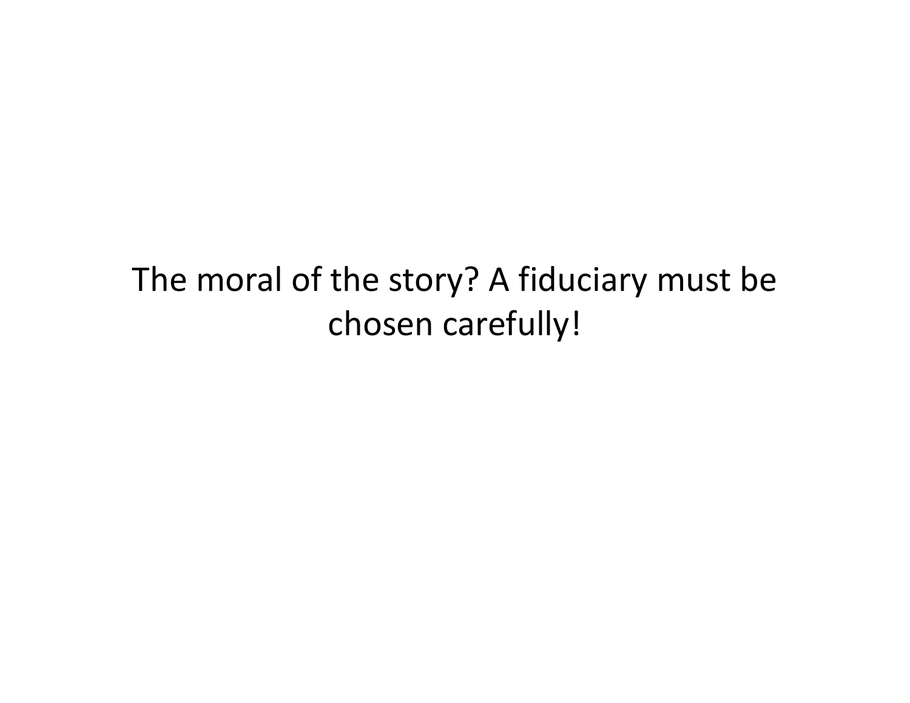The moral of the story? A fiduciary must be chosen carefully!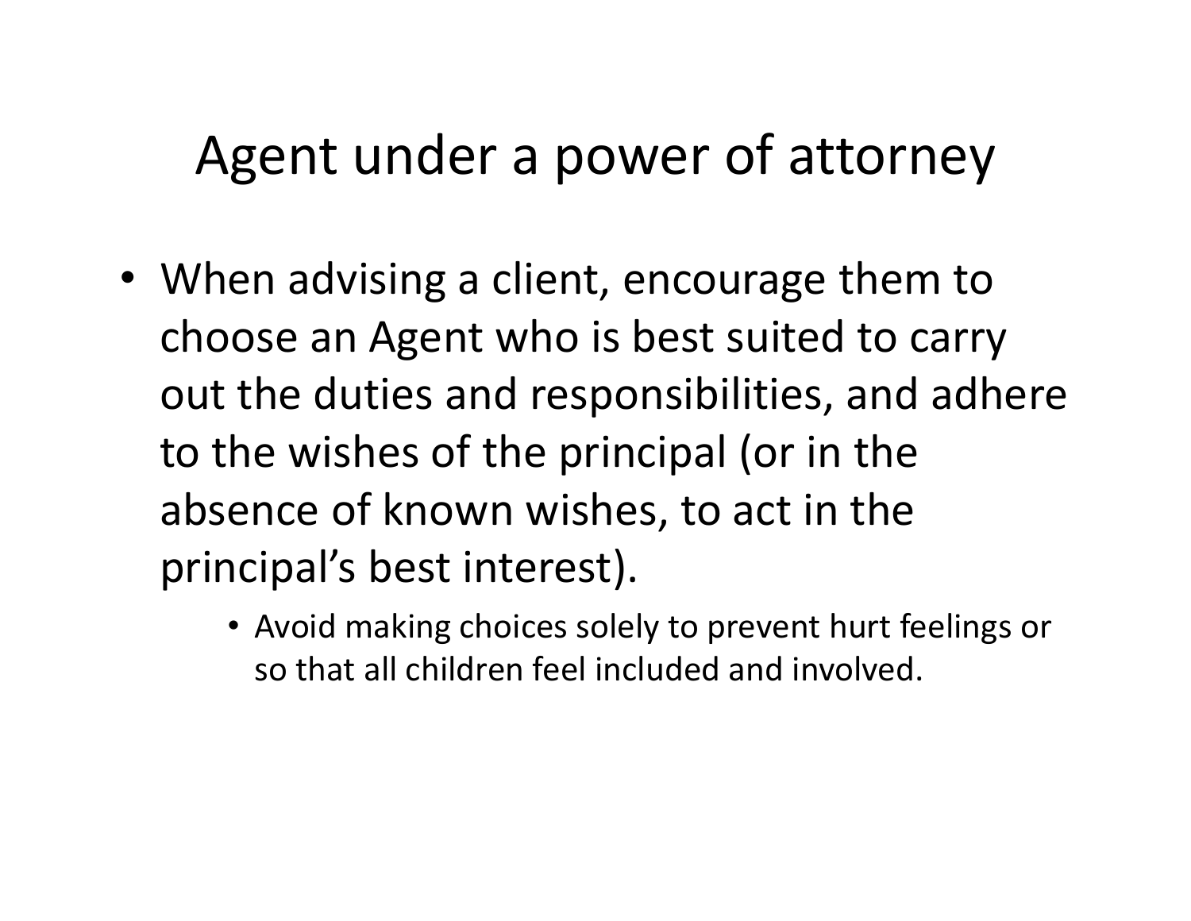# Agent under a power of attorney

- When advising a client, encourage them to choose an Agent who is best suited to carry out the duties and responsibilities, and adhere to the wishes of the principal (or in the absence of known wishes, to act in the principal's best interest).
  - Avoid making choices solely to prevent hurt feelings or so that all children feel included and involved.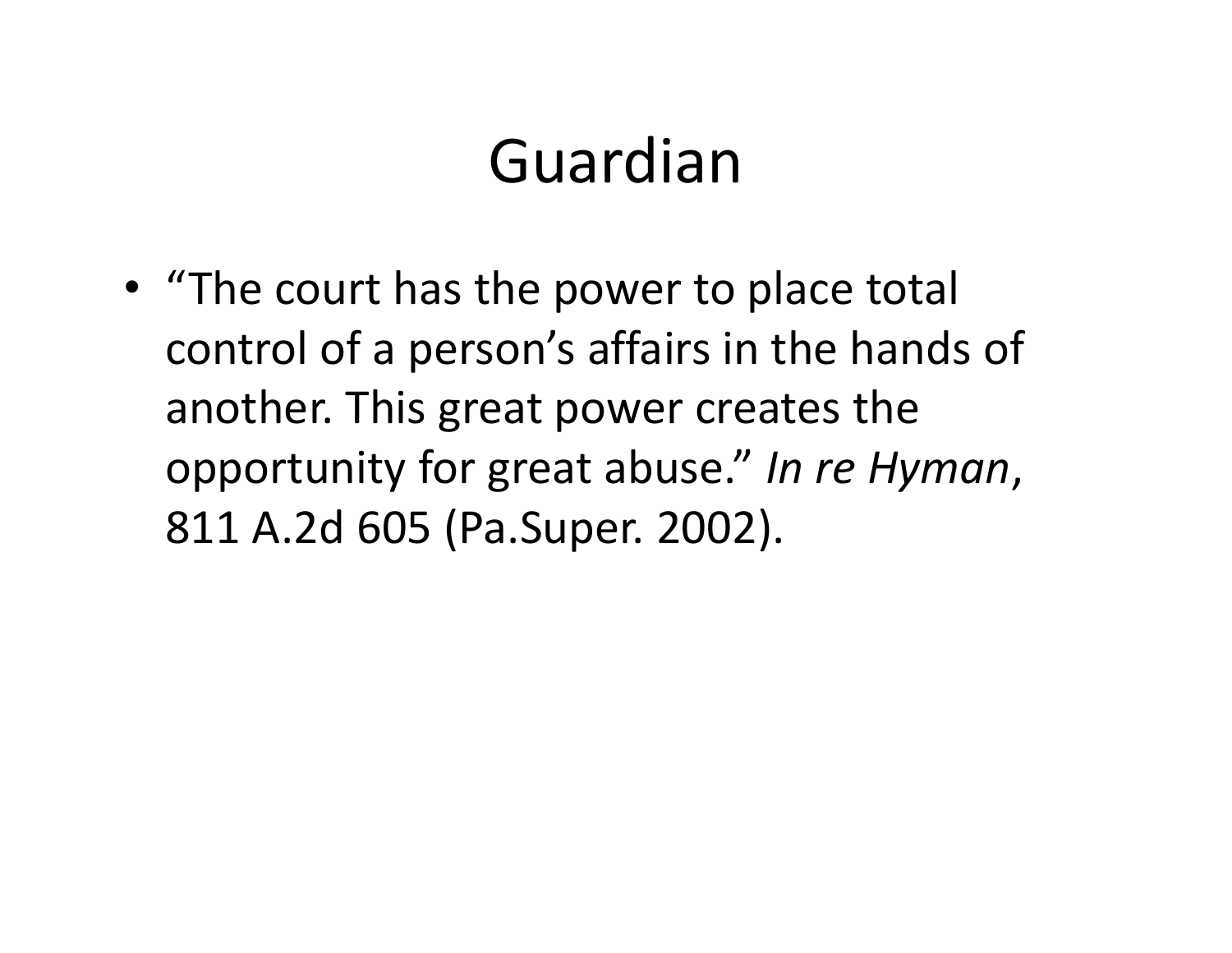# Guardian

- "The court has the power to place total control of a person's affairs in the hands of another. This great power creates the opportunity for great abuse." *In re Hyman*, 811 A.2d 605 (Pa.Super. 2002).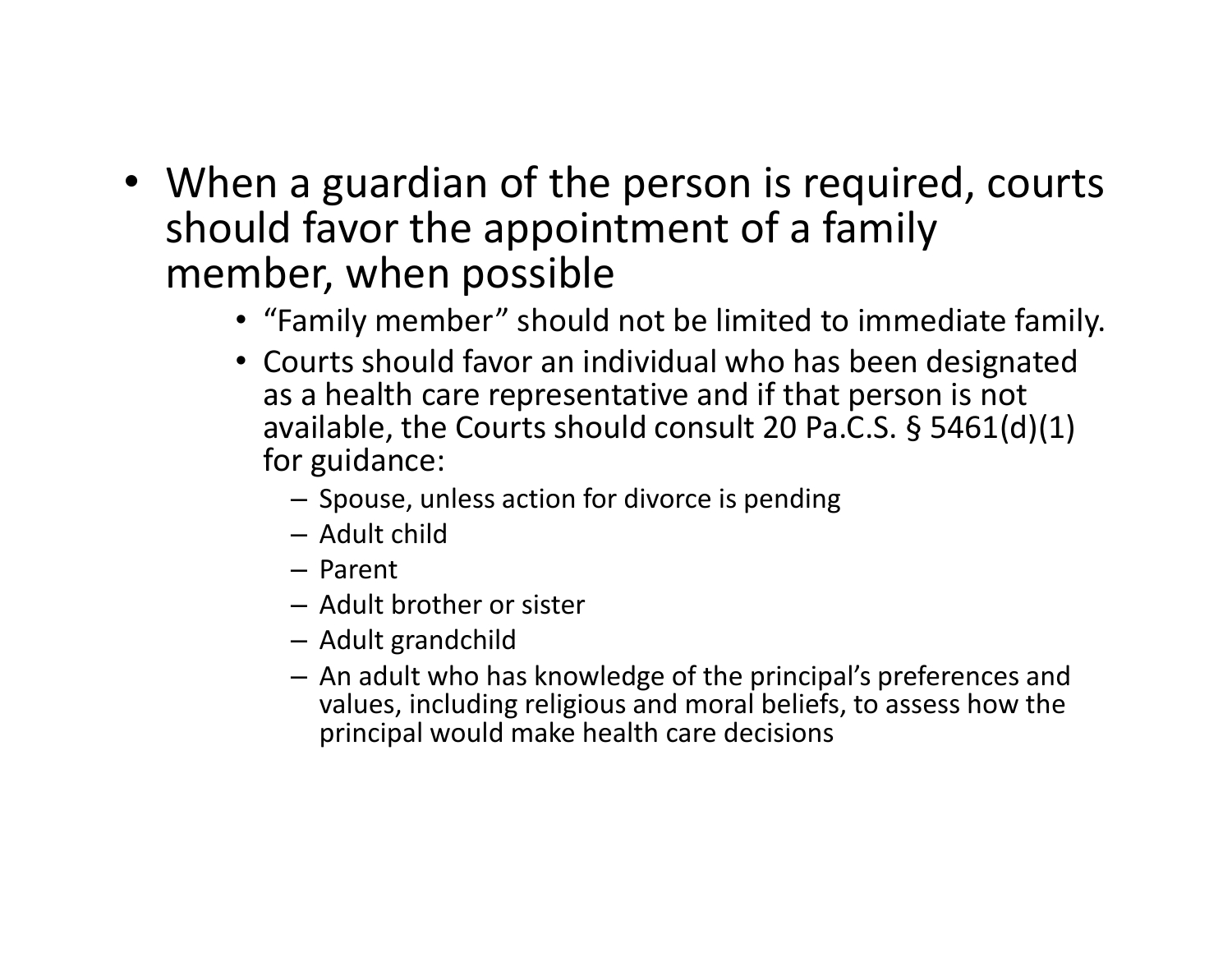- When a guardian of the person is required, courts should favor the appointment of a family member, when possible
  - "Family member" should not be limited to immediate family.
  - Courts should favor an individual who has been designated as a health care representative and if that person is not available, the Courts should consult 20 Pa.C.S. § 5461(d)(1) for guidance:
    - Spouse, unless action for divorce is pending
    - Adult child
    - Parent
    - Adult brother or sister
    - Adult grandchild
    - An adult who has knowledge of the principal's preferences and values, including religious and moral beliefs, to assess how the principal would make health care decisions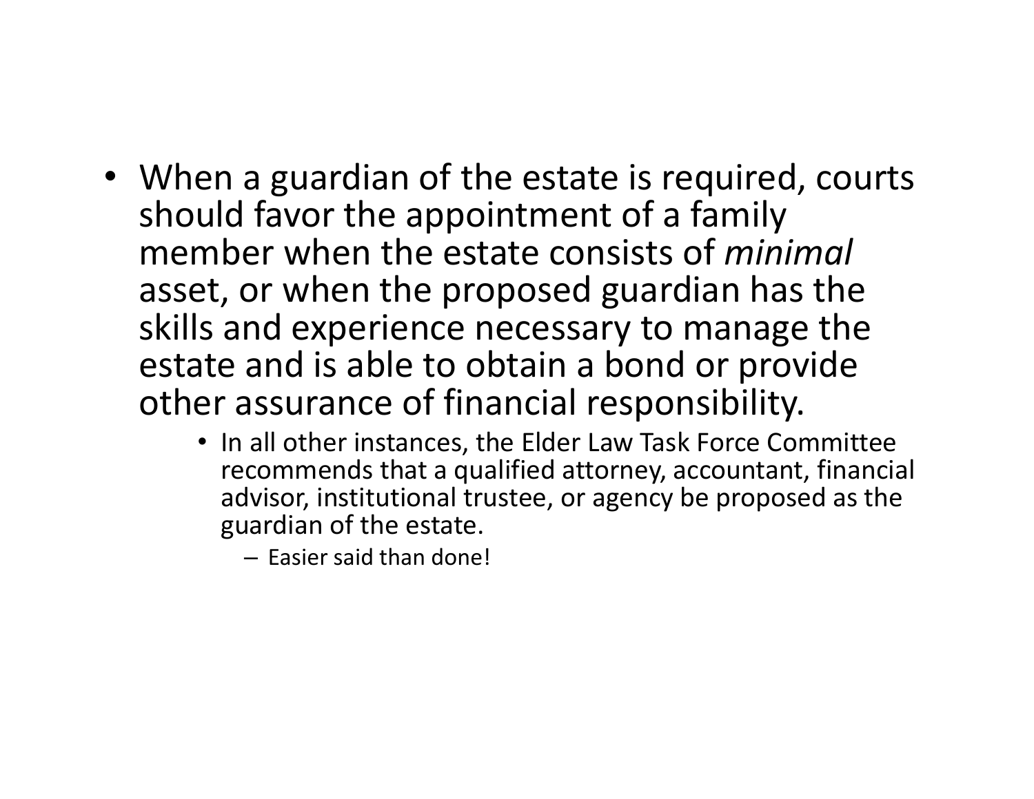- When a guardian of the estate is required, courts should favor the appointment of a family member when the estate consists of *minimal* asset, or when the proposed guardian has the skills and experience necessary to manage the estate and is able to obtain a bond or provide other assurance of financial responsibility.
  - In all other instances, the Elder Law Task Force Committee recommends that a qualified attorney, accountant, financial advisor, institutional trustee, or agency be proposed as the guardian of the estate.
    - Easier said than done!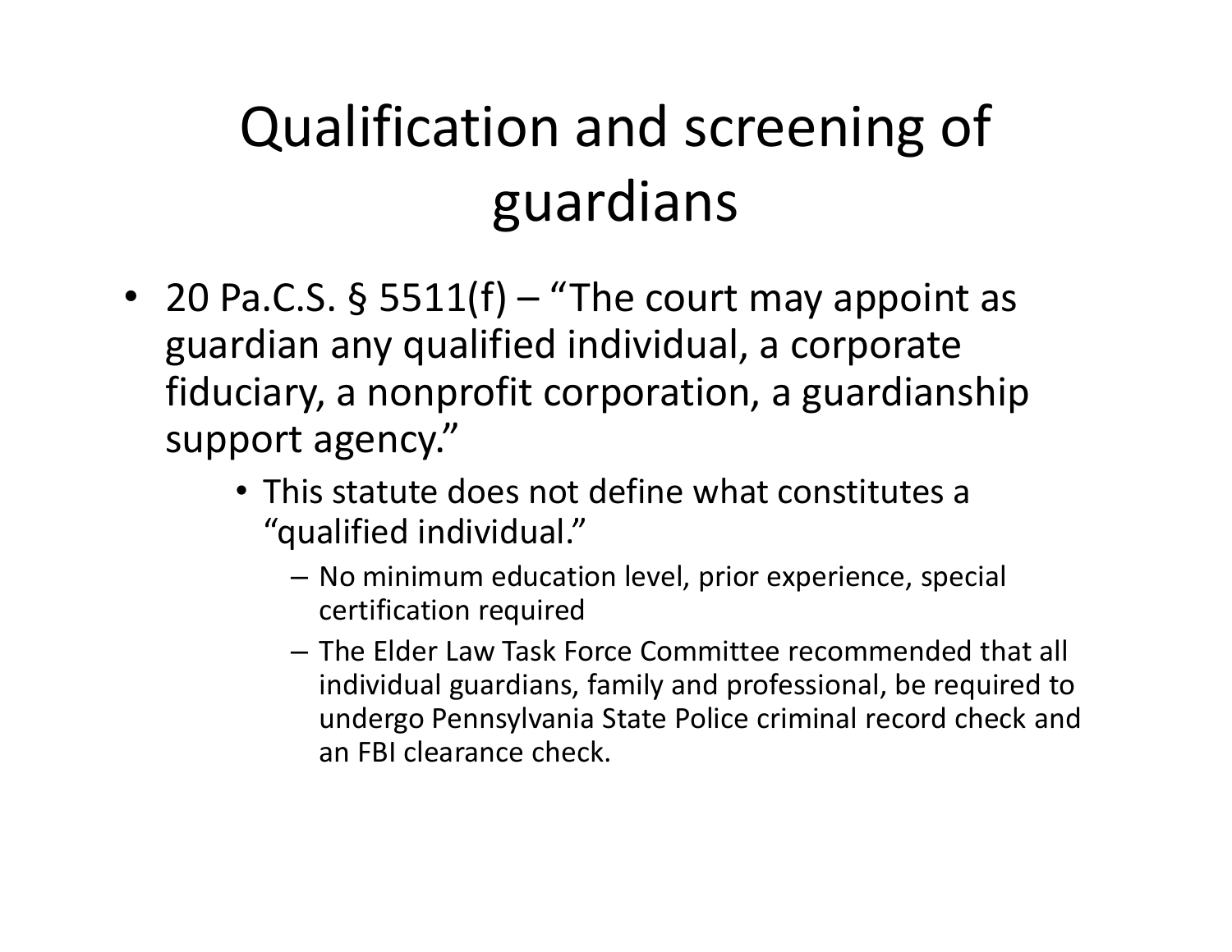# Qualification and screening of guardians

- 20 Pa.C.S. § 5511(f) – "The court may appoint as guardian any qualified individual, a corporate fiduciary, a nonprofit corporation, a guardianship support agency."
  - This statute does not define what constitutes a "qualified individual."
    - No minimum education level, prior experience, special certification required
    - The Elder Law Task Force Committee recommended that all individual guardians, family and professional, be required to undergo Pennsylvania State Police criminal record check and an FBI clearance check.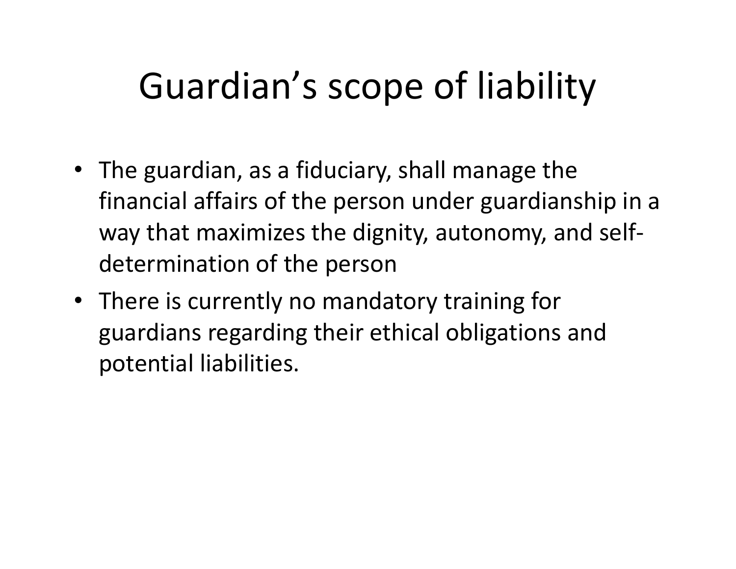# Guardian's scope of liability

- The guardian, as a fiduciary, shall manage the financial affairs of the person under guardianship in a way that maximizes the dignity, autonomy, and self-determination of the person
- There is currently no mandatory training for guardians regarding their ethical obligations and potential liabilities.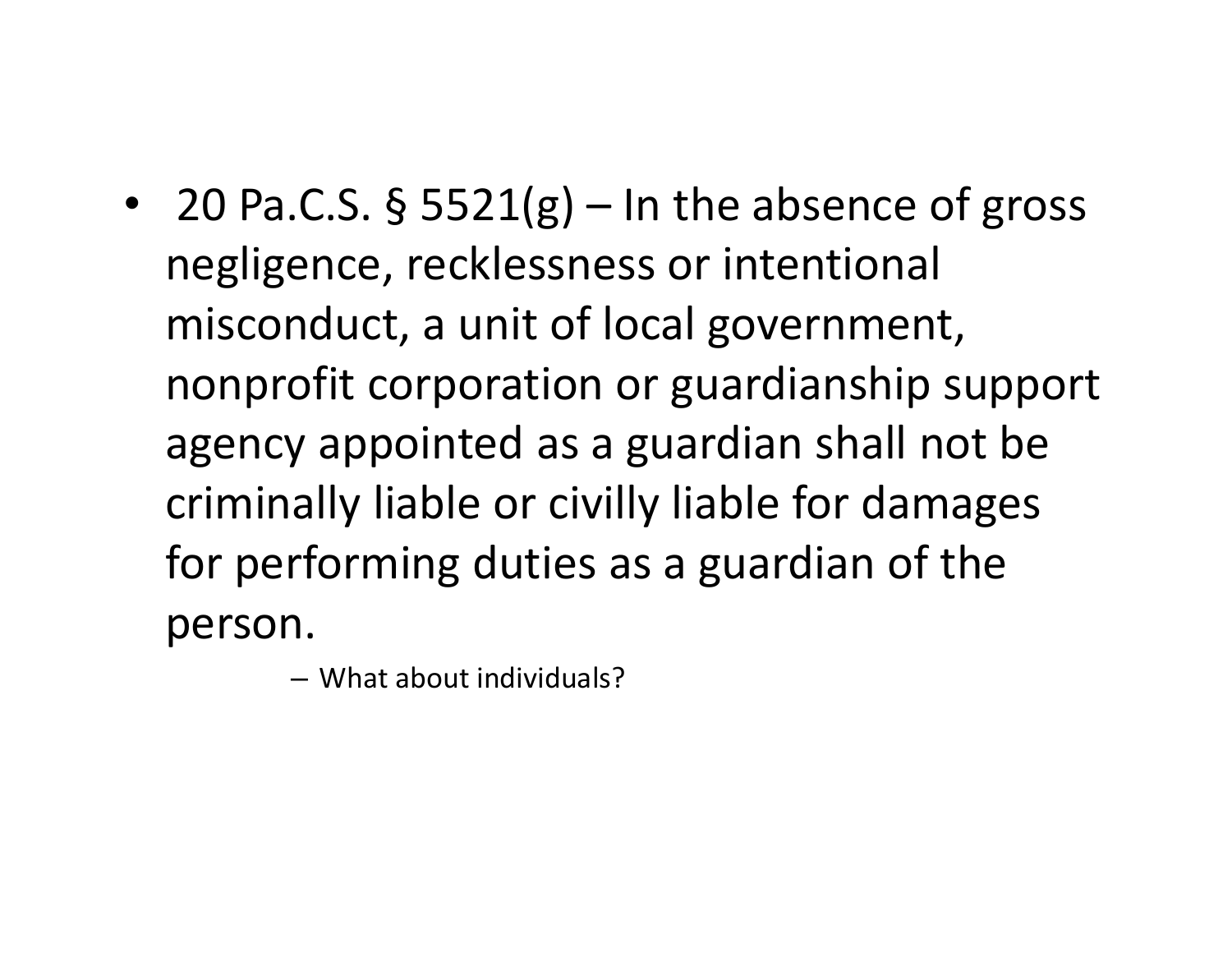- 20 Pa.C.S. § 5521(g) – In the absence of gross negligence, recklessness or intentional misconduct, a unit of local government, nonprofit corporation or guardianship support agency appointed as a guardian shall not be criminally liable or civilly liable for damages for performing duties as a guardian of the person.
  - What about individuals?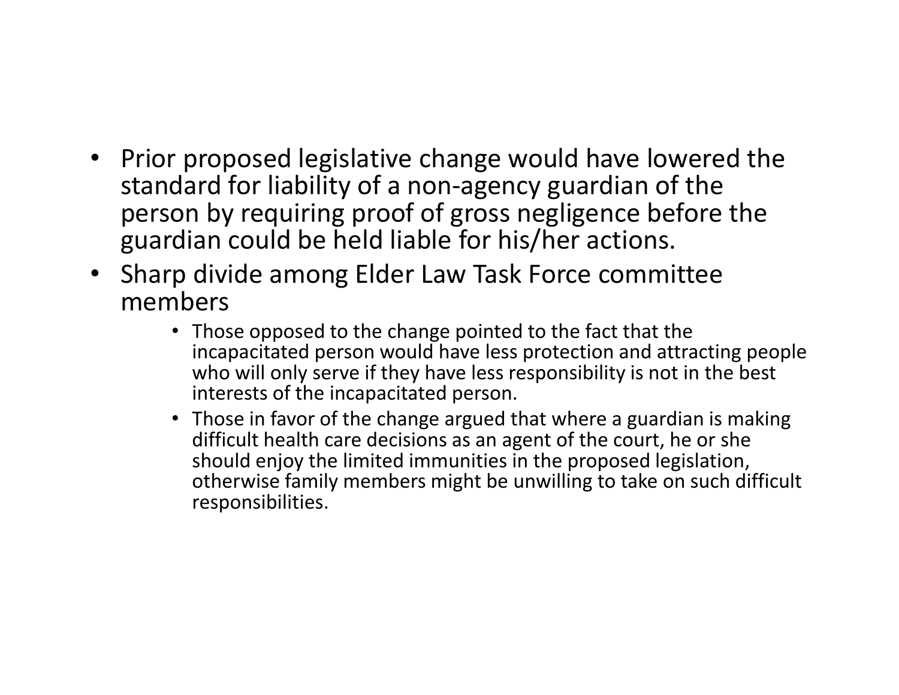- Prior proposed legislative change would have lowered the standard for liability of a non-agency guardian of the person by requiring proof of gross negligence before the guardian could be held liable for his/her actions.
- Sharp divide among Elder Law Task Force committee members
  - Those opposed to the change pointed to the fact that the incapacitated person would have less protection and attracting people who will only serve if they have less responsibility is not in the best interests of the incapacitated person.
  - Those in favor of the change argued that where a guardian is making difficult health care decisions as an agent of the court, he or she should enjoy the limited immunities in the proposed legislation, otherwise family members might be unwilling to take on such difficult responsibilities.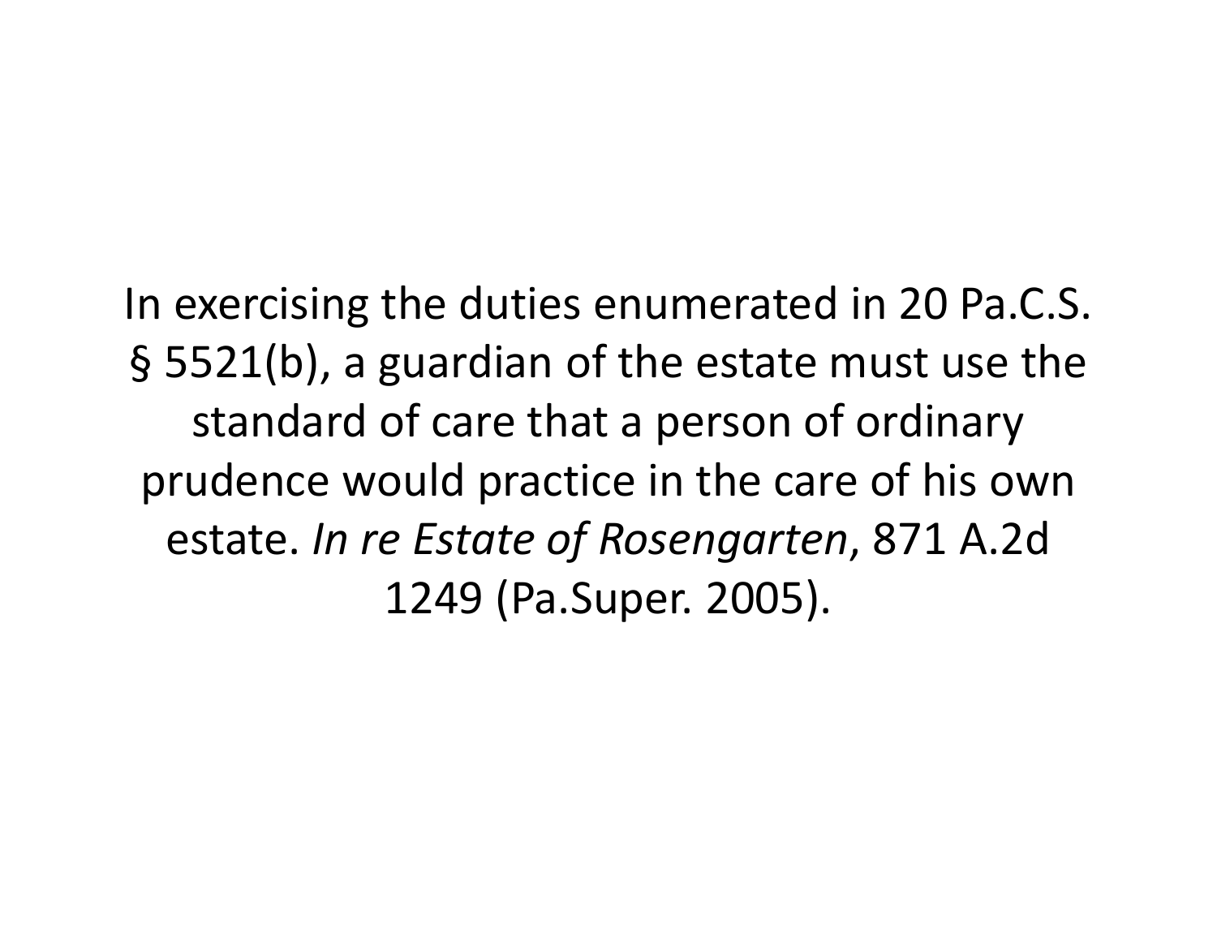In exercising the duties enumerated in 20 Pa.C.S. § 5521(b), a guardian of the estate must use the standard of care that a person of ordinary prudence would practice in the care of his own estate. *In re Estate of Rosengarten*, 871 A.2d 1249 (Pa.Super. 2005).